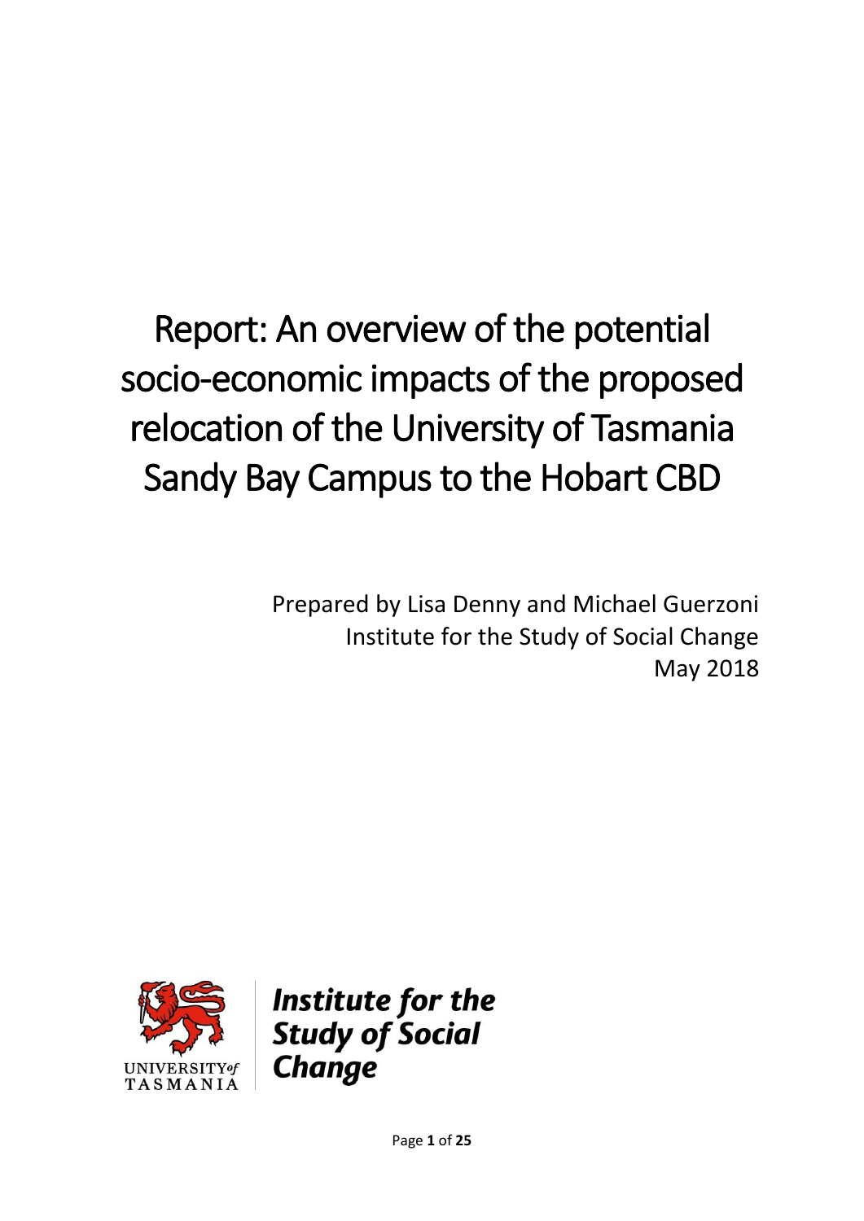# Report: An overview of the potential socio-economic impacts of the proposed relocation of the University of Tasmania Sandy Bay Campus to the Hobart CBD

Prepared by Lisa Denny and Michael Guerzoni
Institute for the Study of Social Change
May 2018

UNIVERSITY of TASMANIA

***Institute for the Study of Social Change***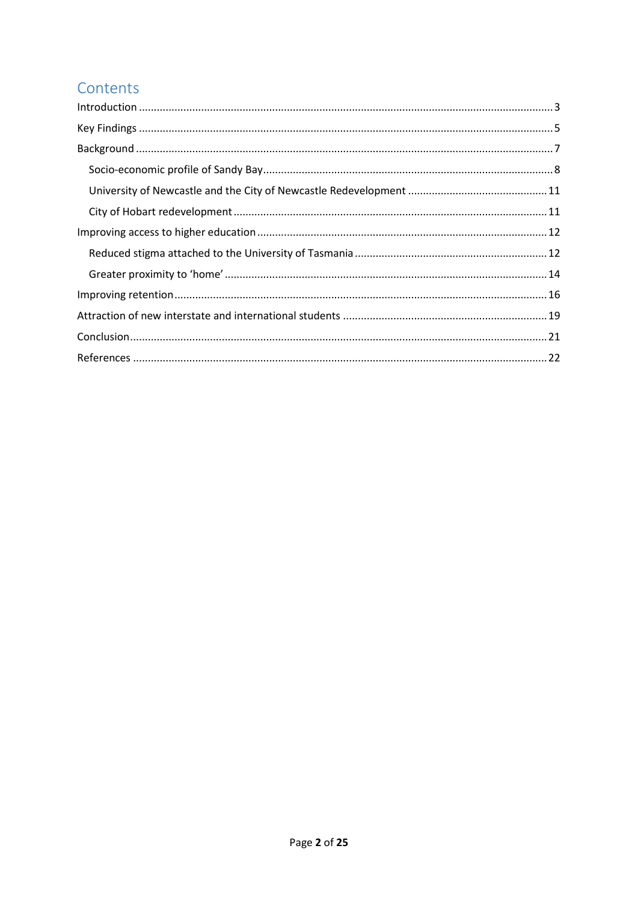# Contents

- Introduction ........ 3
- Key Findings ........ 5
- Background ........ 7
  - Socio-economic profile of Sandy Bay ........ 8
  - University of Newcastle and the City of Newcastle Redevelopment ........ 11
  - City of Hobart redevelopment ........ 11
- Improving access to higher education ........ 12
  - Reduced stigma attached to the University of Tasmania ........ 12
  - Greater proximity to 'home' ........ 14
- Improving retention ........ 16
- Attraction of new interstate and international students ........ 19
- Conclusion ........ 21
- References ........ 22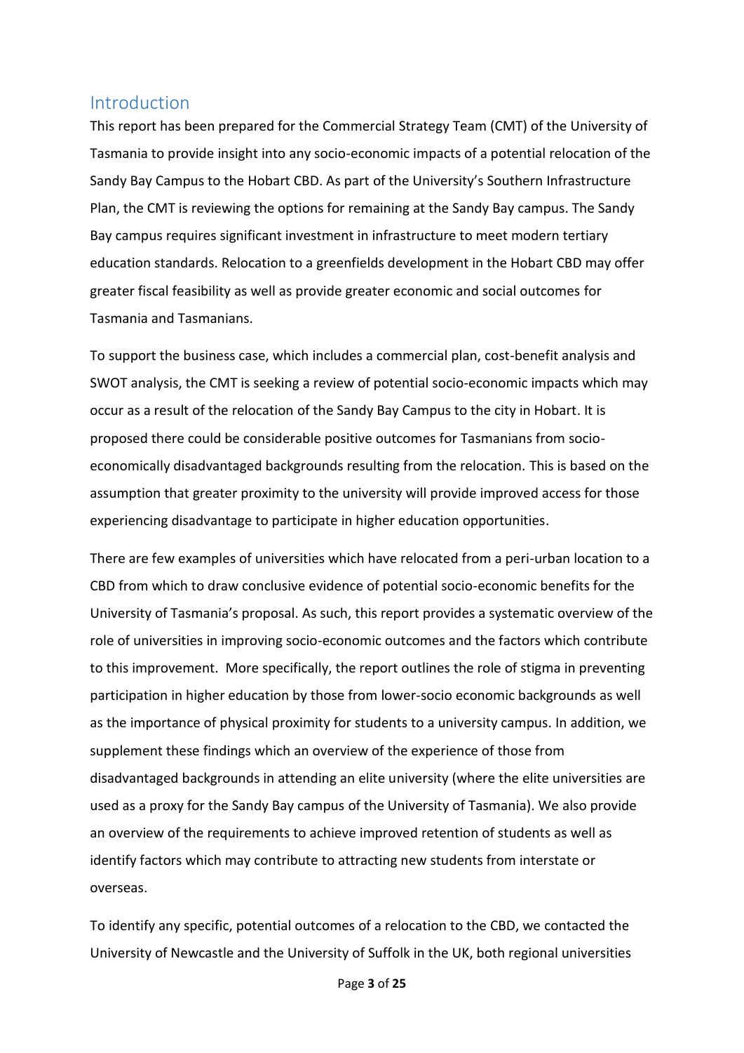## Introduction

This report has been prepared for the Commercial Strategy Team (CMT) of the University of Tasmania to provide insight into any socio-economic impacts of a potential relocation of the Sandy Bay Campus to the Hobart CBD. As part of the University's Southern Infrastructure Plan, the CMT is reviewing the options for remaining at the Sandy Bay campus. The Sandy Bay campus requires significant investment in infrastructure to meet modern tertiary education standards. Relocation to a greenfields development in the Hobart CBD may offer greater fiscal feasibility as well as provide greater economic and social outcomes for Tasmania and Tasmanians.

To support the business case, which includes a commercial plan, cost-benefit analysis and SWOT analysis, the CMT is seeking a review of potential socio-economic impacts which may occur as a result of the relocation of the Sandy Bay Campus to the city in Hobart. It is proposed there could be considerable positive outcomes for Tasmanians from socio-economically disadvantaged backgrounds resulting from the relocation. This is based on the assumption that greater proximity to the university will provide improved access for those experiencing disadvantage to participate in higher education opportunities.

There are few examples of universities which have relocated from a peri-urban location to a CBD from which to draw conclusive evidence of potential socio-economic benefits for the University of Tasmania's proposal. As such, this report provides a systematic overview of the role of universities in improving socio-economic outcomes and the factors which contribute to this improvement. More specifically, the report outlines the role of stigma in preventing participation in higher education by those from lower-socio economic backgrounds as well as the importance of physical proximity for students to a university campus. In addition, we supplement these findings which an overview of the experience of those from disadvantaged backgrounds in attending an elite university (where the elite universities are used as a proxy for the Sandy Bay campus of the University of Tasmania). We also provide an overview of the requirements to achieve improved retention of students as well as identify factors which may contribute to attracting new students from interstate or overseas.

To identify any specific, potential outcomes of a relocation to the CBD, we contacted the University of Newcastle and the University of Suffolk in the UK, both regional universities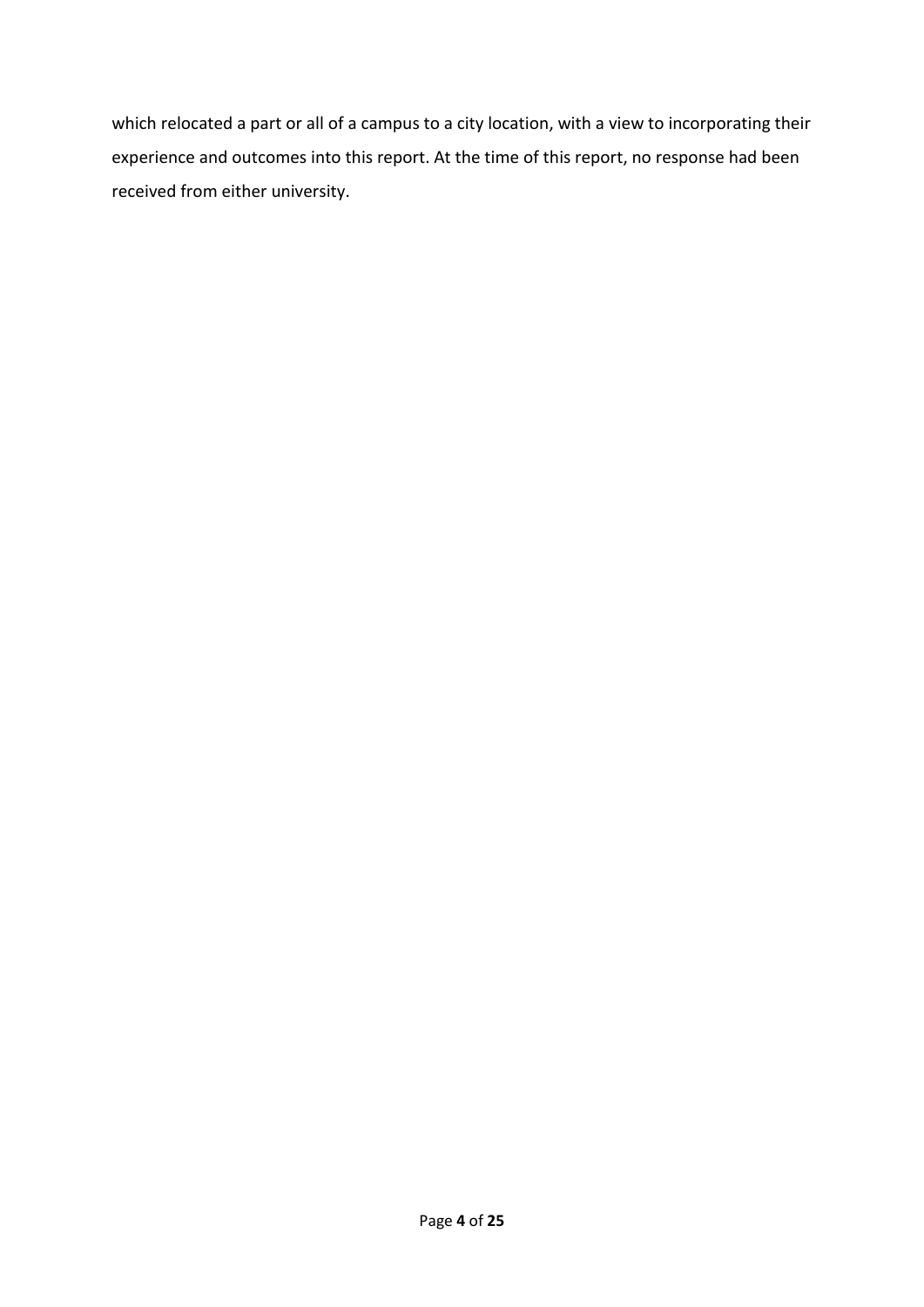which relocated a part or all of a campus to a city location, with a view to incorporating their experience and outcomes into this report. At the time of this report, no response had been received from either university.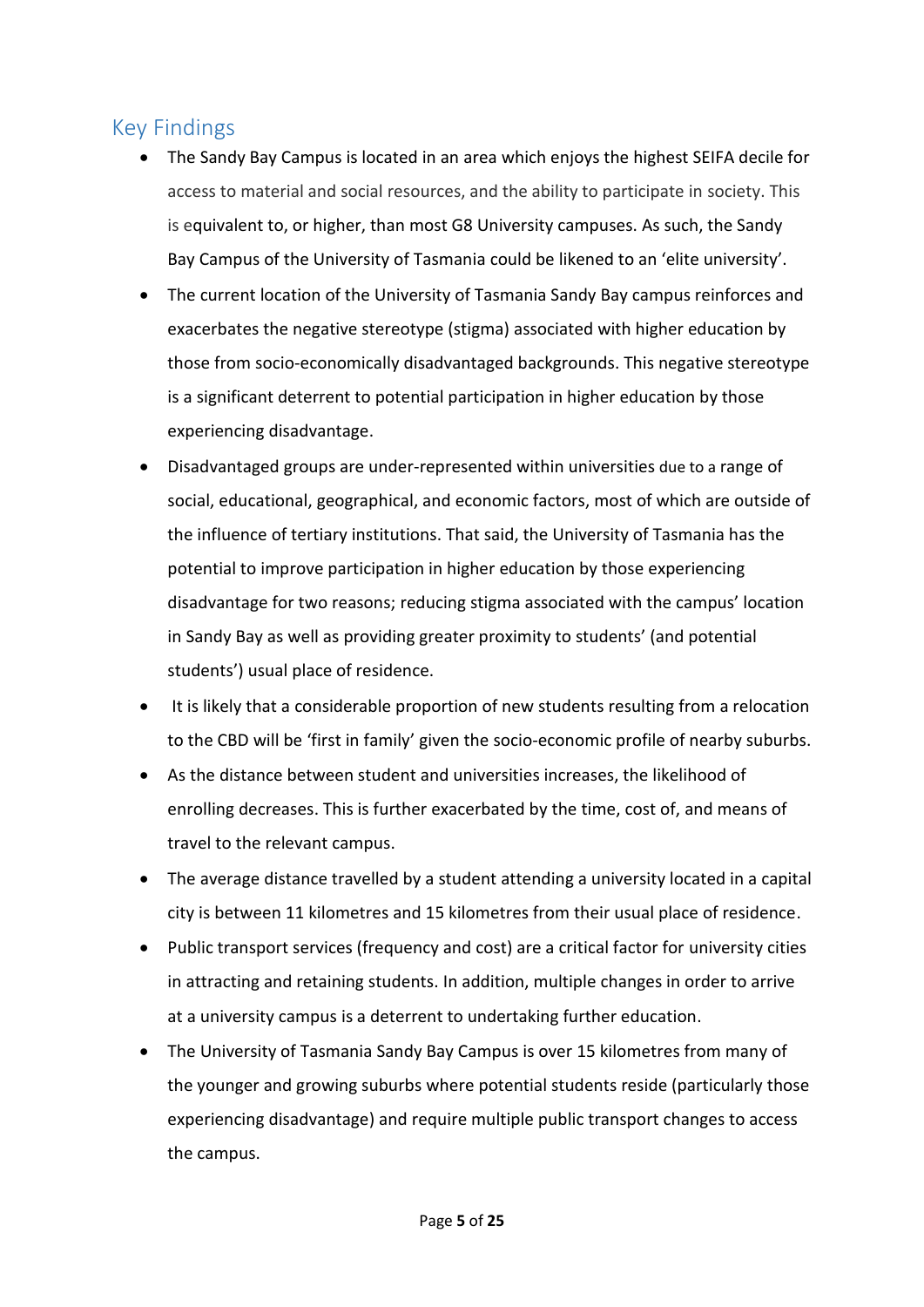## Key Findings

- The Sandy Bay Campus is located in an area which enjoys the highest SEIFA decile for access to material and social resources, and the ability to participate in society. This is equivalent to, or higher, than most G8 University campuses. As such, the Sandy Bay Campus of the University of Tasmania could be likened to an 'elite university'.
- The current location of the University of Tasmania Sandy Bay campus reinforces and exacerbates the negative stereotype (stigma) associated with higher education by those from socio-economically disadvantaged backgrounds. This negative stereotype is a significant deterrent to potential participation in higher education by those experiencing disadvantage.
- Disadvantaged groups are under-represented within universities due to a range of social, educational, geographical, and economic factors, most of which are outside of the influence of tertiary institutions. That said, the University of Tasmania has the potential to improve participation in higher education by those experiencing disadvantage for two reasons; reducing stigma associated with the campus' location in Sandy Bay as well as providing greater proximity to students' (and potential students') usual place of residence.
- It is likely that a considerable proportion of new students resulting from a relocation to the CBD will be 'first in family' given the socio-economic profile of nearby suburbs.
- As the distance between student and universities increases, the likelihood of enrolling decreases. This is further exacerbated by the time, cost of, and means of travel to the relevant campus.
- The average distance travelled by a student attending a university located in a capital city is between 11 kilometres and 15 kilometres from their usual place of residence.
- Public transport services (frequency and cost) are a critical factor for university cities in attracting and retaining students. In addition, multiple changes in order to arrive at a university campus is a deterrent to undertaking further education.
- The University of Tasmania Sandy Bay Campus is over 15 kilometres from many of the younger and growing suburbs where potential students reside (particularly those experiencing disadvantage) and require multiple public transport changes to access the campus.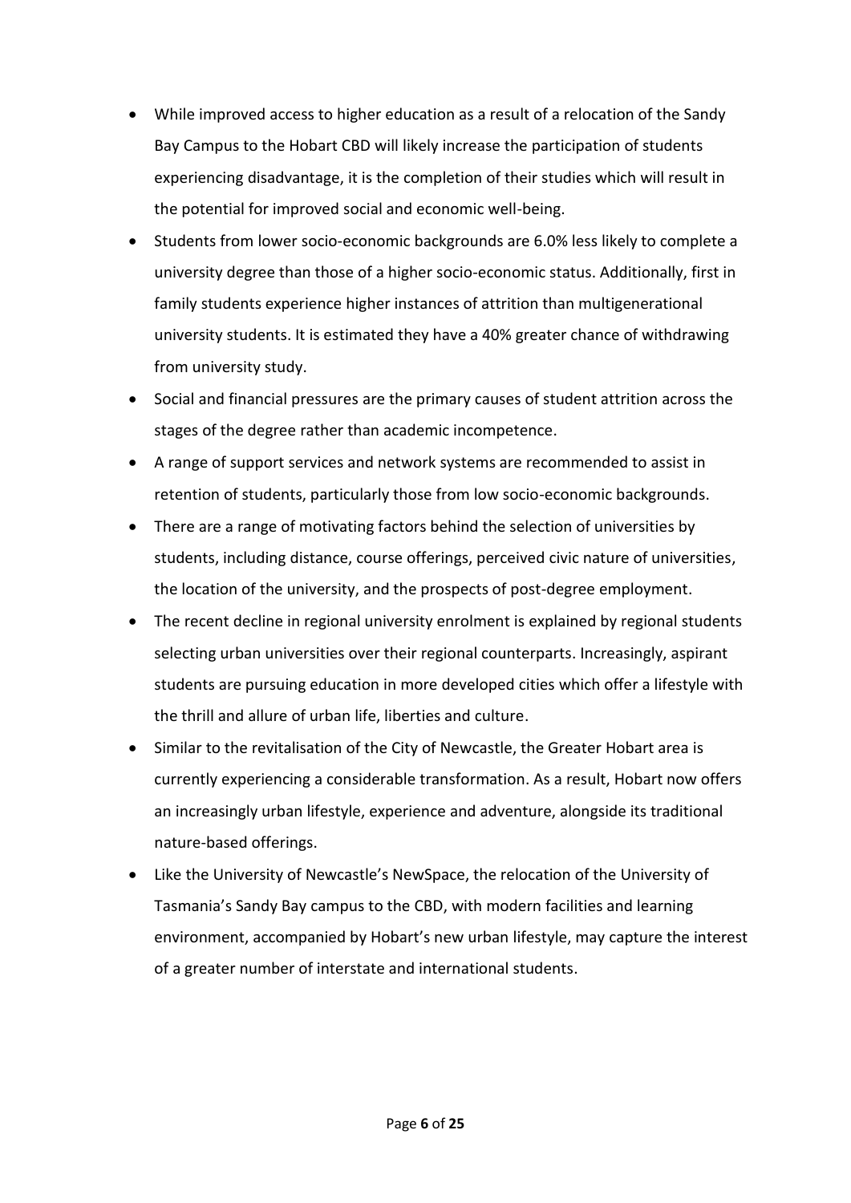- While improved access to higher education as a result of a relocation of the Sandy Bay Campus to the Hobart CBD will likely increase the participation of students experiencing disadvantage, it is the completion of their studies which will result in the potential for improved social and economic well-being.
- Students from lower socio-economic backgrounds are 6.0% less likely to complete a university degree than those of a higher socio-economic status. Additionally, first in family students experience higher instances of attrition than multigenerational university students. It is estimated they have a 40% greater chance of withdrawing from university study.
- Social and financial pressures are the primary causes of student attrition across the stages of the degree rather than academic incompetence.
- A range of support services and network systems are recommended to assist in retention of students, particularly those from low socio-economic backgrounds.
- There are a range of motivating factors behind the selection of universities by students, including distance, course offerings, perceived civic nature of universities, the location of the university, and the prospects of post-degree employment.
- The recent decline in regional university enrolment is explained by regional students selecting urban universities over their regional counterparts. Increasingly, aspirant students are pursuing education in more developed cities which offer a lifestyle with the thrill and allure of urban life, liberties and culture.
- Similar to the revitalisation of the City of Newcastle, the Greater Hobart area is currently experiencing a considerable transformation. As a result, Hobart now offers an increasingly urban lifestyle, experience and adventure, alongside its traditional nature-based offerings.
- Like the University of Newcastle's NewSpace, the relocation of the University of Tasmania's Sandy Bay campus to the CBD, with modern facilities and learning environment, accompanied by Hobart's new urban lifestyle, may capture the interest of a greater number of interstate and international students.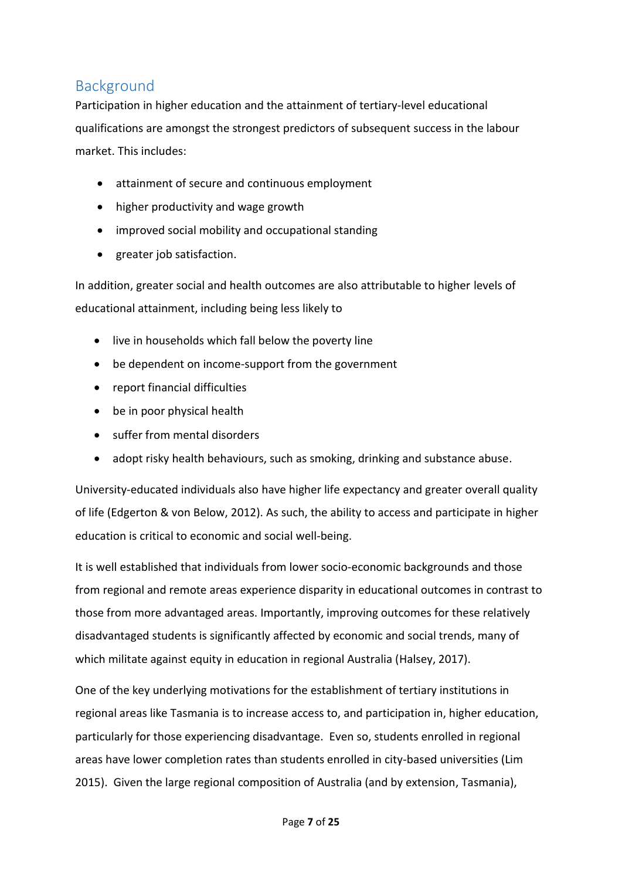## Background

Participation in higher education and the attainment of tertiary-level educational qualifications are amongst the strongest predictors of subsequent success in the labour market. This includes:

- attainment of secure and continuous employment
- higher productivity and wage growth
- improved social mobility and occupational standing
- greater job satisfaction.

In addition, greater social and health outcomes are also attributable to higher levels of educational attainment, including being less likely to

- live in households which fall below the poverty line
- be dependent on income-support from the government
- report financial difficulties
- be in poor physical health
- suffer from mental disorders
- adopt risky health behaviours, such as smoking, drinking and substance abuse.

University-educated individuals also have higher life expectancy and greater overall quality of life (Edgerton & von Below, 2012). As such, the ability to access and participate in higher education is critical to economic and social well-being.

It is well established that individuals from lower socio-economic backgrounds and those from regional and remote areas experience disparity in educational outcomes in contrast to those from more advantaged areas. Importantly, improving outcomes for these relatively disadvantaged students is significantly affected by economic and social trends, many of which militate against equity in education in regional Australia (Halsey, 2017).

One of the key underlying motivations for the establishment of tertiary institutions in regional areas like Tasmania is to increase access to, and participation in, higher education, particularly for those experiencing disadvantage. Even so, students enrolled in regional areas have lower completion rates than students enrolled in city-based universities (Lim 2015). Given the large regional composition of Australia (and by extension, Tasmania),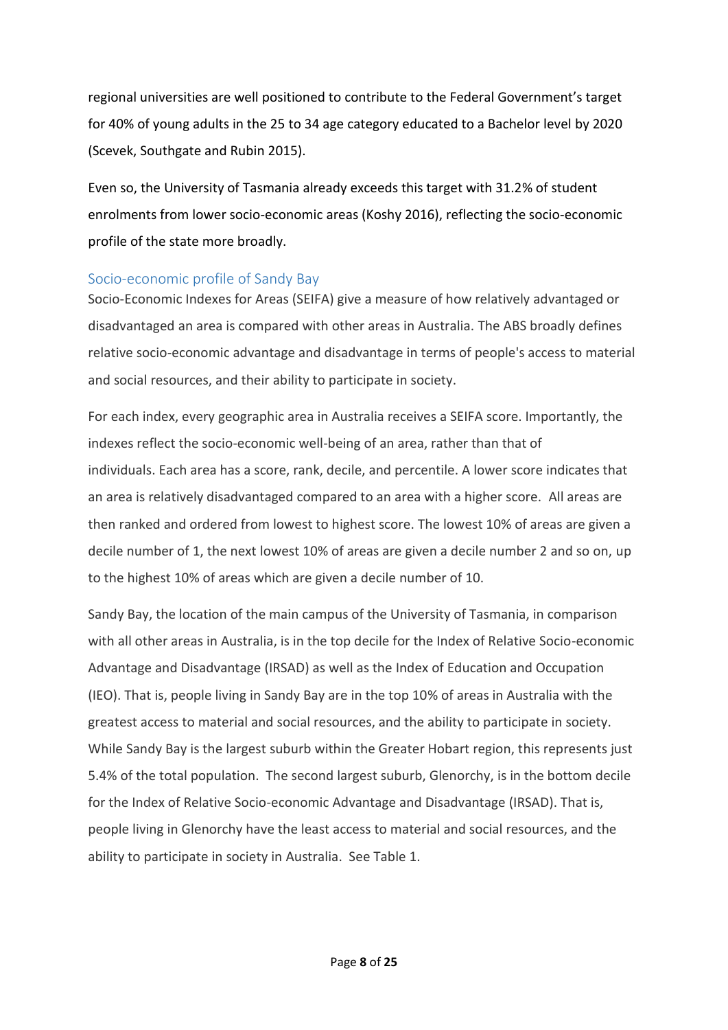regional universities are well positioned to contribute to the Federal Government's target for 40% of young adults in the 25 to 34 age category educated to a Bachelor level by 2020 (Scevek, Southgate and Rubin 2015).

Even so, the University of Tasmania already exceeds this target with 31.2% of student enrolments from lower socio-economic areas (Koshy 2016), reflecting the socio-economic profile of the state more broadly.

## Socio-economic profile of Sandy Bay

Socio-Economic Indexes for Areas (SEIFA) give a measure of how relatively advantaged or disadvantaged an area is compared with other areas in Australia. The ABS broadly defines relative socio-economic advantage and disadvantage in terms of people's access to material and social resources, and their ability to participate in society.

For each index, every geographic area in Australia receives a SEIFA score. Importantly, the indexes reflect the socio-economic well-being of an area, rather than that of individuals. Each area has a score, rank, decile, and percentile. A lower score indicates that an area is relatively disadvantaged compared to an area with a higher score. All areas are then ranked and ordered from lowest to highest score. The lowest 10% of areas are given a decile number of 1, the next lowest 10% of areas are given a decile number 2 and so on, up to the highest 10% of areas which are given a decile number of 10.

Sandy Bay, the location of the main campus of the University of Tasmania, in comparison with all other areas in Australia, is in the top decile for the Index of Relative Socio-economic Advantage and Disadvantage (IRSAD) as well as the Index of Education and Occupation (IEO). That is, people living in Sandy Bay are in the top 10% of areas in Australia with the greatest access to material and social resources, and the ability to participate in society. While Sandy Bay is the largest suburb within the Greater Hobart region, this represents just 5.4% of the total population. The second largest suburb, Glenorchy, is in the bottom decile for the Index of Relative Socio-economic Advantage and Disadvantage (IRSAD). That is, people living in Glenorchy have the least access to material and social resources, and the ability to participate in society in Australia. See Table 1.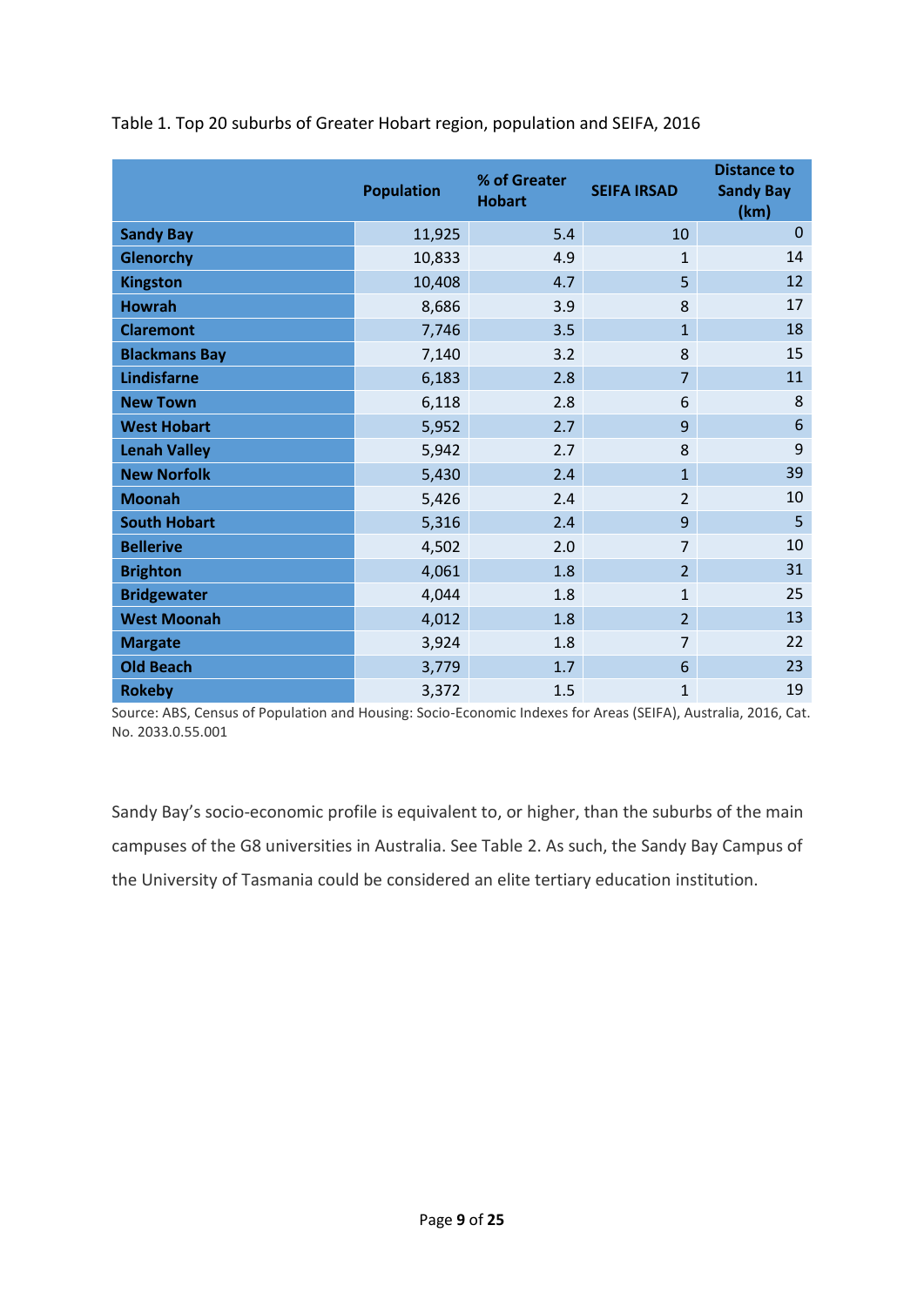Table 1. Top 20 suburbs of Greater Hobart region, population and SEIFA, 2016

| | Population | % of Greater Hobart | SEIFA IRSAD | Distance to Sandy Bay (km) |
|---|---|---|---|---|
| **Sandy Bay** | 11,925 | 5.4 | 10 | 0 |
| **Glenorchy** | 10,833 | 4.9 | 1 | 14 |
| **Kingston** | 10,408 | 4.7 | 5 | 12 |
| **Howrah** | 8,686 | 3.9 | 8 | 17 |
| **Claremont** | 7,746 | 3.5 | 1 | 18 |
| **Blackmans Bay** | 7,140 | 3.2 | 8 | 15 |
| **Lindisfarne** | 6,183 | 2.8 | 7 | 11 |
| **New Town** | 6,118 | 2.8 | 6 | 8 |
| **West Hobart** | 5,952 | 2.7 | 9 | 6 |
| **Lenah Valley** | 5,942 | 2.7 | 8 | 9 |
| **New Norfolk** | 5,430 | 2.4 | 1 | 39 |
| **Moonah** | 5,426 | 2.4 | 2 | 10 |
| **South Hobart** | 5,316 | 2.4 | 9 | 5 |
| **Bellerive** | 4,502 | 2.0 | 7 | 10 |
| **Brighton** | 4,061 | 1.8 | 2 | 31 |
| **Bridgewater** | 4,044 | 1.8 | 1 | 25 |
| **West Moonah** | 4,012 | 1.8 | 2 | 13 |
| **Margate** | 3,924 | 1.8 | 7 | 22 |
| **Old Beach** | 3,779 | 1.7 | 6 | 23 |
| **Rokeby** | 3,372 | 1.5 | 1 | 19 |

Source: ABS, Census of Population and Housing: Socio-Economic Indexes for Areas (SEIFA), Australia, 2016, Cat. No. 2033.0.55.001

Sandy Bay's socio-economic profile is equivalent to, or higher, than the suburbs of the main campuses of the G8 universities in Australia. See Table 2. As such, the Sandy Bay Campus of the University of Tasmania could be considered an elite tertiary education institution.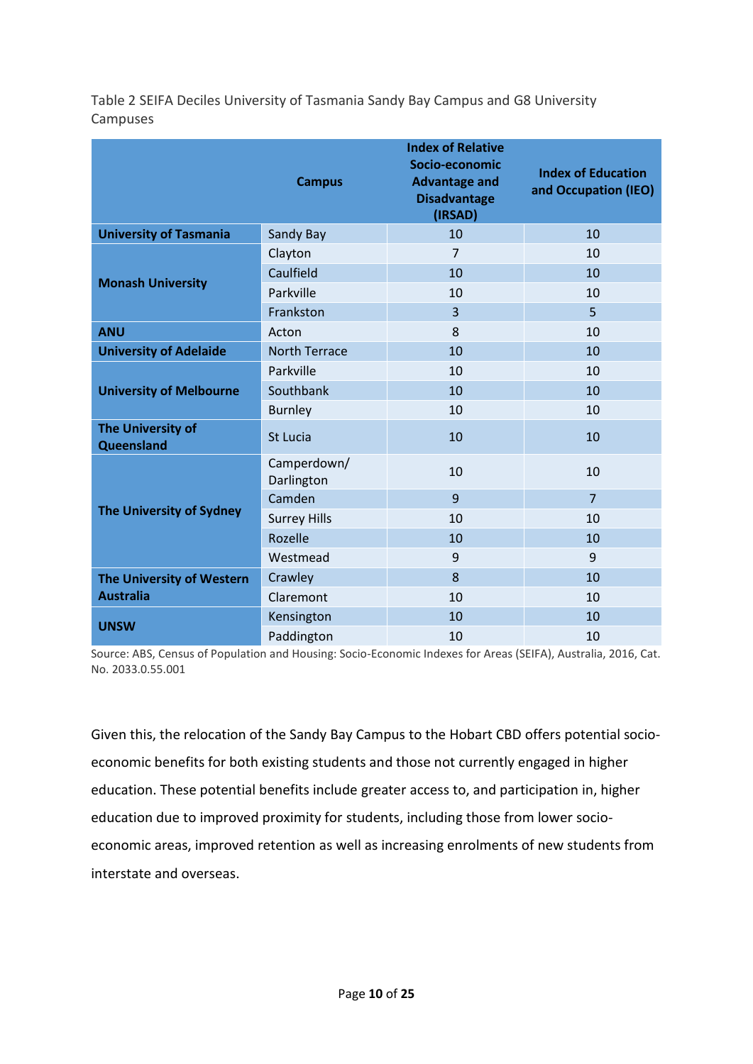Table 2 SEIFA Deciles University of Tasmania Sandy Bay Campus and G8 University Campuses

| | Campus | Index of Relative Socio-economic Advantage and Disadvantage (IRSAD) | Index of Education and Occupation (IEO) |
|---|---|---|---|
| **University of Tasmania** | Sandy Bay | 10 | 10 |
| **Monash University** | Clayton | 7 | 10 |
| | Caulfield | 10 | 10 |
| | Parkville | 10 | 10 |
| | Frankston | 3 | 5 |
| **ANU** | Acton | 8 | 10 |
| **University of Adelaide** | North Terrace | 10 | 10 |
| **University of Melbourne** | Parkville | 10 | 10 |
| | Southbank | 10 | 10 |
| | Burnley | 10 | 10 |
| **The University of Queensland** | St Lucia | 10 | 10 |
| **The University of Sydney** | Camperdown/ Darlington | 10 | 10 |
| | Camden | 9 | 7 |
| | Surrey Hills | 10 | 10 |
| | Rozelle | 10 | 10 |
| | Westmead | 9 | 9 |
| **The University of Western Australia** | Crawley | 8 | 10 |
| | Claremont | 10 | 10 |
| **UNSW** | Kensington | 10 | 10 |
| | Paddington | 10 | 10 |

Source: ABS, Census of Population and Housing: Socio-Economic Indexes for Areas (SEIFA), Australia, 2016, Cat. No. 2033.0.55.001

Given this, the relocation of the Sandy Bay Campus to the Hobart CBD offers potential socio-economic benefits for both existing students and those not currently engaged in higher education. These potential benefits include greater access to, and participation in, higher education due to improved proximity for students, including those from lower socio-economic areas, improved retention as well as increasing enrolments of new students from interstate and overseas.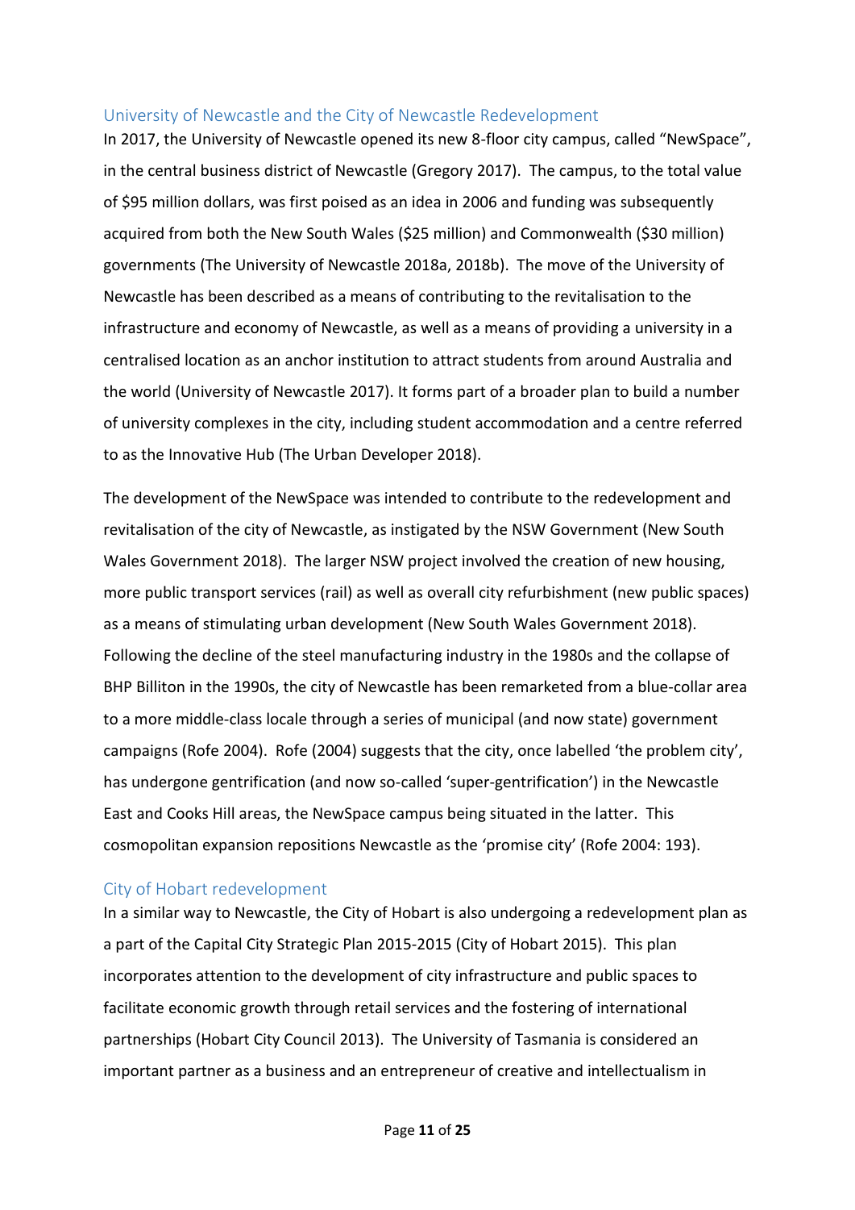## University of Newcastle and the City of Newcastle Redevelopment

In 2017, the University of Newcastle opened its new 8-floor city campus, called "NewSpace", in the central business district of Newcastle (Gregory 2017). The campus, to the total value of $95 million dollars, was first poised as an idea in 2006 and funding was subsequently acquired from both the New South Wales ($25 million) and Commonwealth ($30 million) governments (The University of Newcastle 2018a, 2018b). The move of the University of Newcastle has been described as a means of contributing to the revitalisation to the infrastructure and economy of Newcastle, as well as a means of providing a university in a centralised location as an anchor institution to attract students from around Australia and the world (University of Newcastle 2017). It forms part of a broader plan to build a number of university complexes in the city, including student accommodation and a centre referred to as the Innovative Hub (The Urban Developer 2018).

The development of the NewSpace was intended to contribute to the redevelopment and revitalisation of the city of Newcastle, as instigated by the NSW Government (New South Wales Government 2018). The larger NSW project involved the creation of new housing, more public transport services (rail) as well as overall city refurbishment (new public spaces) as a means of stimulating urban development (New South Wales Government 2018). Following the decline of the steel manufacturing industry in the 1980s and the collapse of BHP Billiton in the 1990s, the city of Newcastle has been remarketed from a blue-collar area to a more middle-class locale through a series of municipal (and now state) government campaigns (Rofe 2004). Rofe (2004) suggests that the city, once labelled 'the problem city', has undergone gentrification (and now so-called 'super-gentrification') in the Newcastle East and Cooks Hill areas, the NewSpace campus being situated in the latter. This cosmopolitan expansion repositions Newcastle as the 'promise city' (Rofe 2004: 193).

## City of Hobart redevelopment

In a similar way to Newcastle, the City of Hobart is also undergoing a redevelopment plan as a part of the Capital City Strategic Plan 2015-2015 (City of Hobart 2015). This plan incorporates attention to the development of city infrastructure and public spaces to facilitate economic growth through retail services and the fostering of international partnerships (Hobart City Council 2013). The University of Tasmania is considered an important partner as a business and an entrepreneur of creative and intellectualism in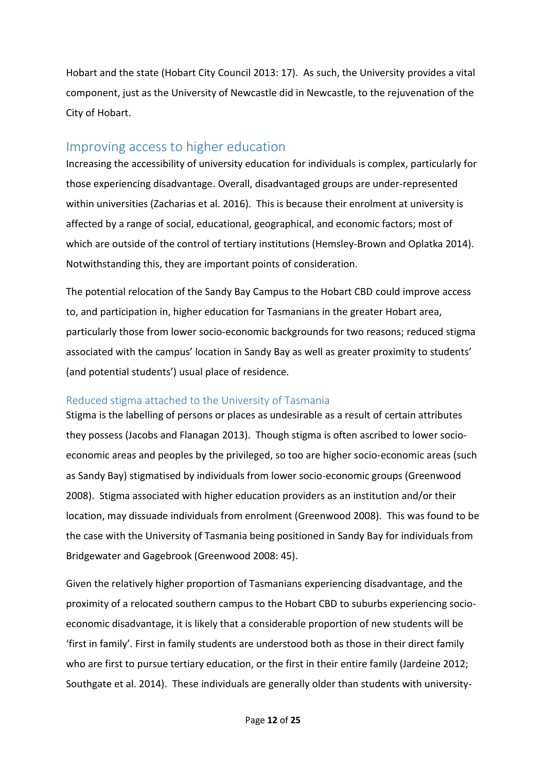Hobart and the state (Hobart City Council 2013: 17). As such, the University provides a vital component, just as the University of Newcastle did in Newcastle, to the rejuvenation of the City of Hobart.

## Improving access to higher education

Increasing the accessibility of university education for individuals is complex, particularly for those experiencing disadvantage. Overall, disadvantaged groups are under-represented within universities (Zacharias et al. 2016). This is because their enrolment at university is affected by a range of social, educational, geographical, and economic factors; most of which are outside of the control of tertiary institutions (Hemsley-Brown and Oplatka 2014). Notwithstanding this, they are important points of consideration.

The potential relocation of the Sandy Bay Campus to the Hobart CBD could improve access to, and participation in, higher education for Tasmanians in the greater Hobart area, particularly those from lower socio-economic backgrounds for two reasons; reduced stigma associated with the campus' location in Sandy Bay as well as greater proximity to students' (and potential students') usual place of residence.

### Reduced stigma attached to the University of Tasmania

Stigma is the labelling of persons or places as undesirable as a result of certain attributes they possess (Jacobs and Flanagan 2013). Though stigma is often ascribed to lower socio-economic areas and peoples by the privileged, so too are higher socio-economic areas (such as Sandy Bay) stigmatised by individuals from lower socio-economic groups (Greenwood 2008). Stigma associated with higher education providers as an institution and/or their location, may dissuade individuals from enrolment (Greenwood 2008). This was found to be the case with the University of Tasmania being positioned in Sandy Bay for individuals from Bridgewater and Gagebrook (Greenwood 2008: 45).

Given the relatively higher proportion of Tasmanians experiencing disadvantage, and the proximity of a relocated southern campus to the Hobart CBD to suburbs experiencing socio-economic disadvantage, it is likely that a considerable proportion of new students will be 'first in family'. First in family students are understood both as those in their direct family who are first to pursue tertiary education, or the first in their entire family (Jardeine 2012; Southgate et al. 2014). These individuals are generally older than students with university-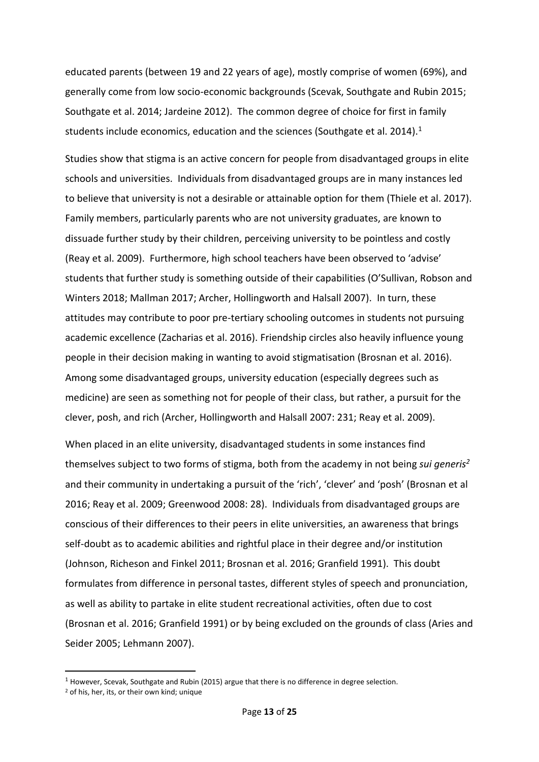educated parents (between 19 and 22 years of age), mostly comprise of women (69%), and generally come from low socio-economic backgrounds (Scevak, Southgate and Rubin 2015; Southgate et al. 2014; Jardeine 2012). The common degree of choice for first in family students include economics, education and the sciences (Southgate et al. 2014).[1]

Studies show that stigma is an active concern for people from disadvantaged groups in elite schools and universities. Individuals from disadvantaged groups are in many instances led to believe that university is not a desirable or attainable option for them (Thiele et al. 2017). Family members, particularly parents who are not university graduates, are known to dissuade further study by their children, perceiving university to be pointless and costly (Reay et al. 2009). Furthermore, high school teachers have been observed to 'advise' students that further study is something outside of their capabilities (O'Sullivan, Robson and Winters 2018; Mallman 2017; Archer, Hollingworth and Halsall 2007). In turn, these attitudes may contribute to poor pre-tertiary schooling outcomes in students not pursuing academic excellence (Zacharias et al. 2016). Friendship circles also heavily influence young people in their decision making in wanting to avoid stigmatisation (Brosnan et al. 2016). Among some disadvantaged groups, university education (especially degrees such as medicine) are seen as something not for people of their class, but rather, a pursuit for the clever, posh, and rich (Archer, Hollingworth and Halsall 2007: 231; Reay et al. 2009).

When placed in an elite university, disadvantaged students in some instances find themselves subject to two forms of stigma, both from the academy in not being *sui generis*[2] and their community in undertaking a pursuit of the 'rich', 'clever' and 'posh' (Brosnan et al 2016; Reay et al. 2009; Greenwood 2008: 28). Individuals from disadvantaged groups are conscious of their differences to their peers in elite universities, an awareness that brings self-doubt as to academic abilities and rightful place in their degree and/or institution (Johnson, Richeson and Finkel 2011; Brosnan et al. 2016; Granfield 1991). This doubt formulates from difference in personal tastes, different styles of speech and pronunciation, as well as ability to partake in elite student recreational activities, often due to cost (Brosnan et al. 2016; Granfield 1991) or by being excluded on the grounds of class (Aries and Seider 2005; Lehmann 2007).

---

[1] However, Scevak, Southgate and Rubin (2015) argue that there is no difference in degree selection.

[2] of his, her, its, or their own kind; unique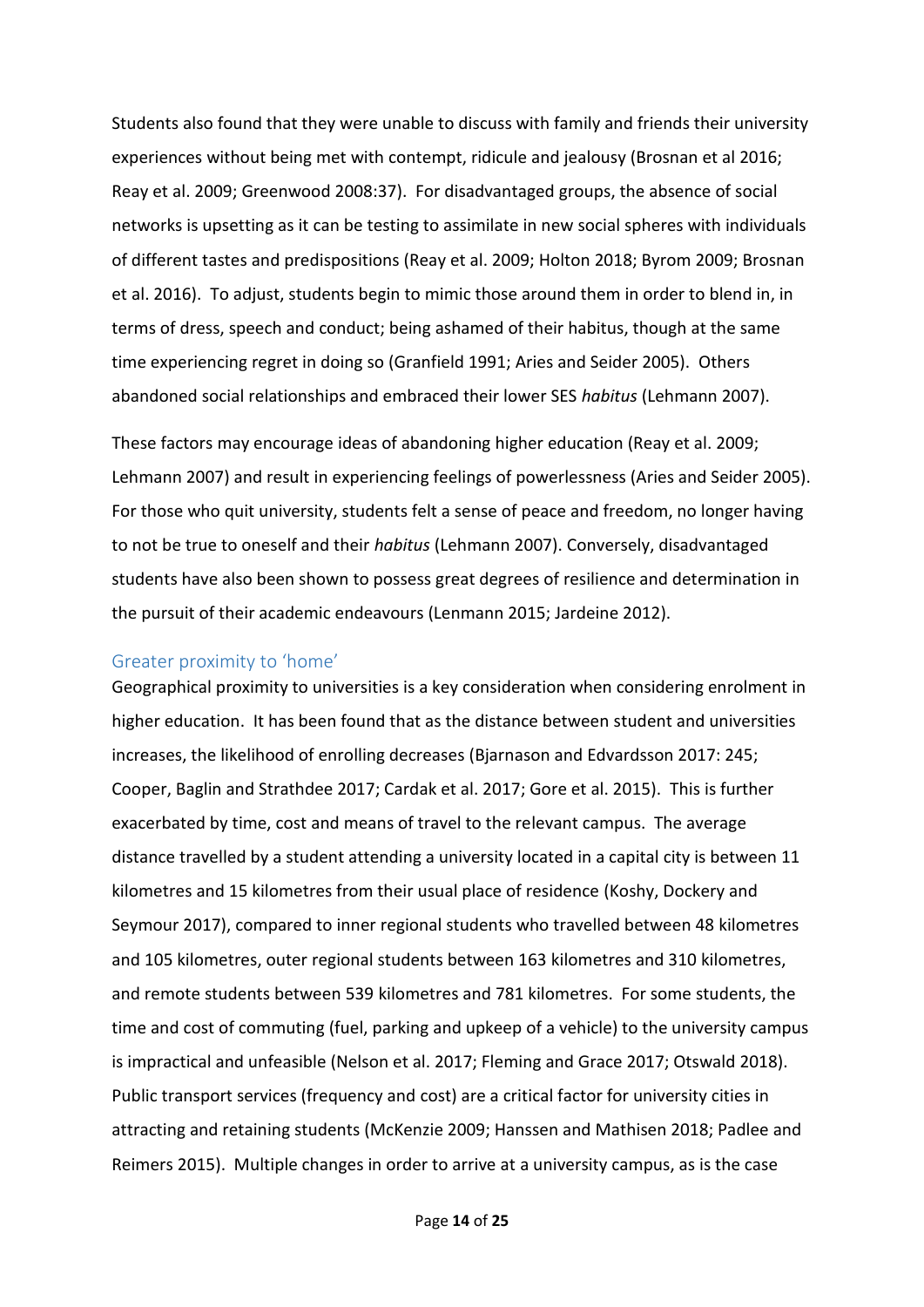Students also found that they were unable to discuss with family and friends their university experiences without being met with contempt, ridicule and jealousy (Brosnan et al 2016; Reay et al. 2009; Greenwood 2008:37). For disadvantaged groups, the absence of social networks is upsetting as it can be testing to assimilate in new social spheres with individuals of different tastes and predispositions (Reay et al. 2009; Holton 2018; Byrom 2009; Brosnan et al. 2016). To adjust, students begin to mimic those around them in order to blend in, in terms of dress, speech and conduct; being ashamed of their habitus, though at the same time experiencing regret in doing so (Granfield 1991; Aries and Seider 2005). Others abandoned social relationships and embraced their lower SES *habitus* (Lehmann 2007).

These factors may encourage ideas of abandoning higher education (Reay et al. 2009; Lehmann 2007) and result in experiencing feelings of powerlessness (Aries and Seider 2005). For those who quit university, students felt a sense of peace and freedom, no longer having to not be true to oneself and their *habitus* (Lehmann 2007). Conversely, disadvantaged students have also been shown to possess great degrees of resilience and determination in the pursuit of their academic endeavours (Lenmann 2015; Jardeine 2012).

### Greater proximity to 'home'

Geographical proximity to universities is a key consideration when considering enrolment in higher education. It has been found that as the distance between student and universities increases, the likelihood of enrolling decreases (Bjarnason and Edvardsson 2017: 245; Cooper, Baglin and Strathdee 2017; Cardak et al. 2017; Gore et al. 2015). This is further exacerbated by time, cost and means of travel to the relevant campus. The average distance travelled by a student attending a university located in a capital city is between 11 kilometres and 15 kilometres from their usual place of residence (Koshy, Dockery and Seymour 2017), compared to inner regional students who travelled between 48 kilometres and 105 kilometres, outer regional students between 163 kilometres and 310 kilometres, and remote students between 539 kilometres and 781 kilometres. For some students, the time and cost of commuting (fuel, parking and upkeep of a vehicle) to the university campus is impractical and unfeasible (Nelson et al. 2017; Fleming and Grace 2017; Otswald 2018). Public transport services (frequency and cost) are a critical factor for university cities in attracting and retaining students (McKenzie 2009; Hanssen and Mathisen 2018; Padlee and Reimers 2015). Multiple changes in order to arrive at a university campus, as is the case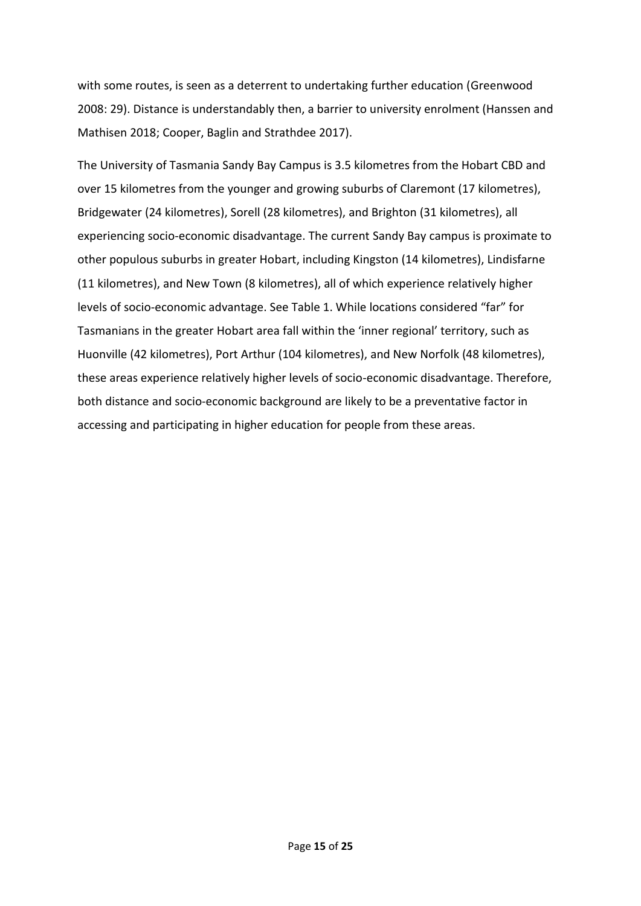with some routes, is seen as a deterrent to undertaking further education (Greenwood 2008: 29). Distance is understandably then, a barrier to university enrolment (Hanssen and Mathisen 2018; Cooper, Baglin and Strathdee 2017).

The University of Tasmania Sandy Bay Campus is 3.5 kilometres from the Hobart CBD and over 15 kilometres from the younger and growing suburbs of Claremont (17 kilometres), Bridgewater (24 kilometres), Sorell (28 kilometres), and Brighton (31 kilometres), all experiencing socio-economic disadvantage. The current Sandy Bay campus is proximate to other populous suburbs in greater Hobart, including Kingston (14 kilometres), Lindisfarne (11 kilometres), and New Town (8 kilometres), all of which experience relatively higher levels of socio-economic advantage. See Table 1. While locations considered "far" for Tasmanians in the greater Hobart area fall within the 'inner regional' territory, such as Huonville (42 kilometres), Port Arthur (104 kilometres), and New Norfolk (48 kilometres), these areas experience relatively higher levels of socio-economic disadvantage. Therefore, both distance and socio-economic background are likely to be a preventative factor in accessing and participating in higher education for people from these areas.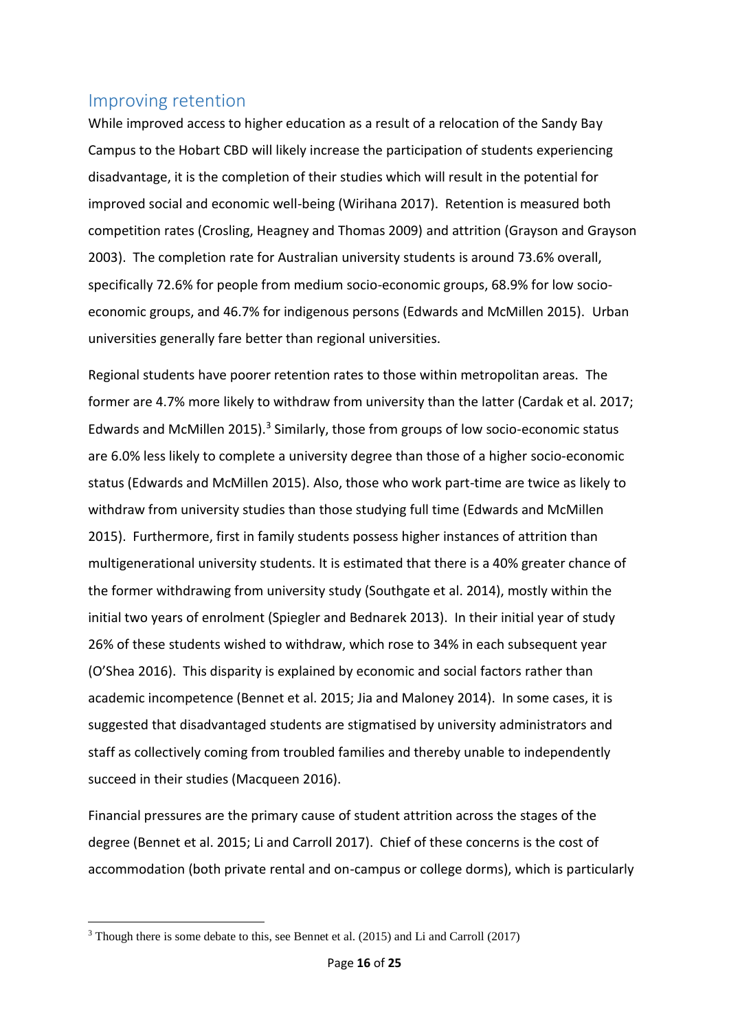## Improving retention

While improved access to higher education as a result of a relocation of the Sandy Bay Campus to the Hobart CBD will likely increase the participation of students experiencing disadvantage, it is the completion of their studies which will result in the potential for improved social and economic well-being (Wirihana 2017). Retention is measured both competition rates (Crosling, Heagney and Thomas 2009) and attrition (Grayson and Grayson 2003). The completion rate for Australian university students is around 73.6% overall, specifically 72.6% for people from medium socio-economic groups, 68.9% for low socio-economic groups, and 46.7% for indigenous persons (Edwards and McMillen 2015). Urban universities generally fare better than regional universities.

Regional students have poorer retention rates to those within metropolitan areas. The former are 4.7% more likely to withdraw from university than the latter (Cardak et al. 2017; Edwards and McMillen 2015).[3] Similarly, those from groups of low socio-economic status are 6.0% less likely to complete a university degree than those of a higher socio-economic status (Edwards and McMillen 2015). Also, those who work part-time are twice as likely to withdraw from university studies than those studying full time (Edwards and McMillen 2015). Furthermore, first in family students possess higher instances of attrition than multigenerational university students. It is estimated that there is a 40% greater chance of the former withdrawing from university study (Southgate et al. 2014), mostly within the initial two years of enrolment (Spiegler and Bednarek 2013). In their initial year of study 26% of these students wished to withdraw, which rose to 34% in each subsequent year (O'Shea 2016). This disparity is explained by economic and social factors rather than academic incompetence (Bennet et al. 2015; Jia and Maloney 2014). In some cases, it is suggested that disadvantaged students are stigmatised by university administrators and staff as collectively coming from troubled families and thereby unable to independently succeed in their studies (Macqueen 2016).

Financial pressures are the primary cause of student attrition across the stages of the degree (Bennet et al. 2015; Li and Carroll 2017). Chief of these concerns is the cost of accommodation (both private rental and on-campus or college dorms), which is particularly

[3] Though there is some debate to this, see Bennet et al. (2015) and Li and Carroll (2017)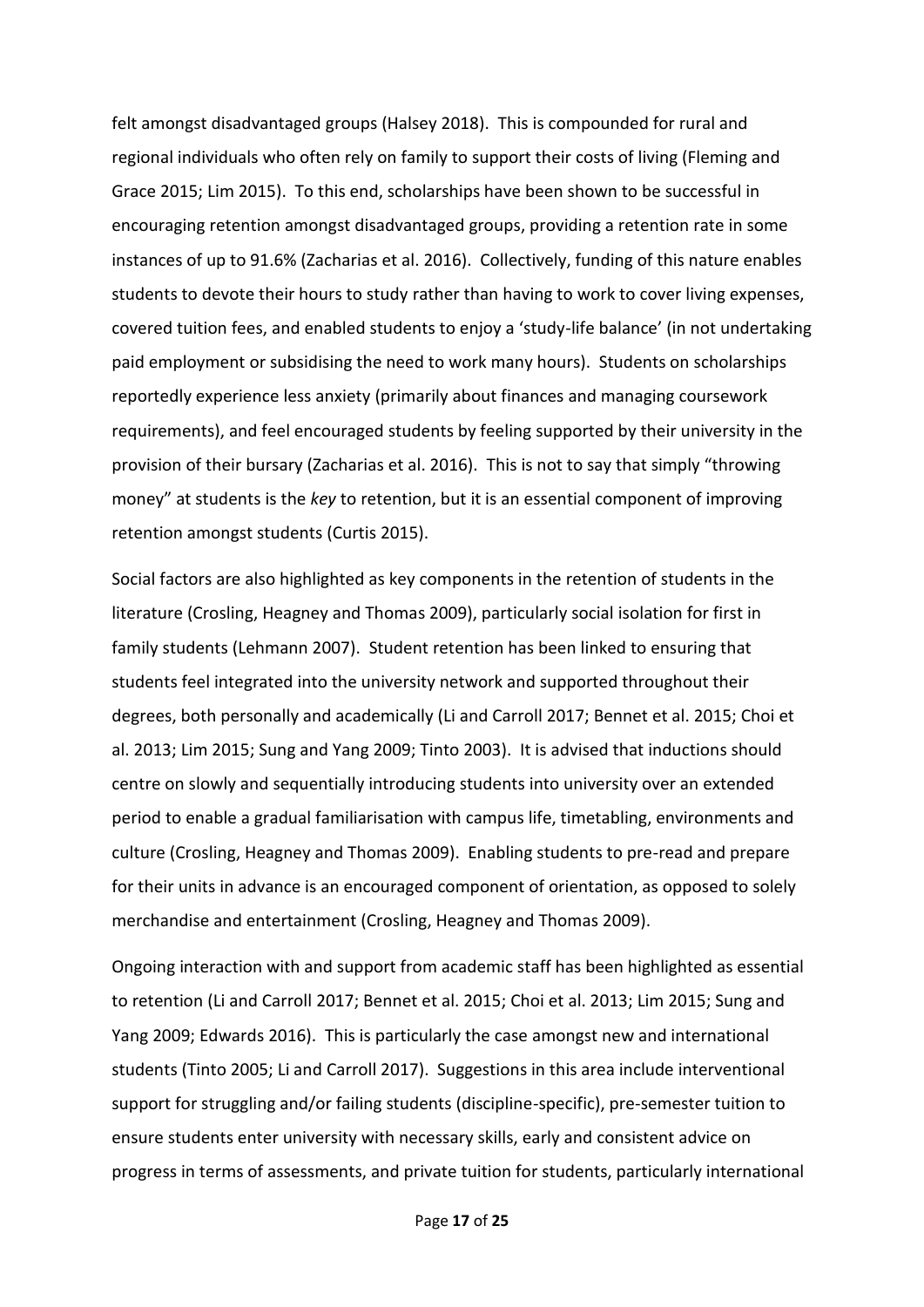felt amongst disadvantaged groups (Halsey 2018). This is compounded for rural and regional individuals who often rely on family to support their costs of living (Fleming and Grace 2015; Lim 2015). To this end, scholarships have been shown to be successful in encouraging retention amongst disadvantaged groups, providing a retention rate in some instances of up to 91.6% (Zacharias et al. 2016). Collectively, funding of this nature enables students to devote their hours to study rather than having to work to cover living expenses, covered tuition fees, and enabled students to enjoy a 'study-life balance' (in not undertaking paid employment or subsidising the need to work many hours). Students on scholarships reportedly experience less anxiety (primarily about finances and managing coursework requirements), and feel encouraged students by feeling supported by their university in the provision of their bursary (Zacharias et al. 2016). This is not to say that simply "throwing money" at students is the *key* to retention, but it is an essential component of improving retention amongst students (Curtis 2015).

Social factors are also highlighted as key components in the retention of students in the literature (Crosling, Heagney and Thomas 2009), particularly social isolation for first in family students (Lehmann 2007). Student retention has been linked to ensuring that students feel integrated into the university network and supported throughout their degrees, both personally and academically (Li and Carroll 2017; Bennet et al. 2015; Choi et al. 2013; Lim 2015; Sung and Yang 2009; Tinto 2003). It is advised that inductions should centre on slowly and sequentially introducing students into university over an extended period to enable a gradual familiarisation with campus life, timetabling, environments and culture (Crosling, Heagney and Thomas 2009). Enabling students to pre-read and prepare for their units in advance is an encouraged component of orientation, as opposed to solely merchandise and entertainment (Crosling, Heagney and Thomas 2009).

Ongoing interaction with and support from academic staff has been highlighted as essential to retention (Li and Carroll 2017; Bennet et al. 2015; Choi et al. 2013; Lim 2015; Sung and Yang 2009; Edwards 2016). This is particularly the case amongst new and international students (Tinto 2005; Li and Carroll 2017). Suggestions in this area include interventional support for struggling and/or failing students (discipline-specific), pre-semester tuition to ensure students enter university with necessary skills, early and consistent advice on progress in terms of assessments, and private tuition for students, particularly international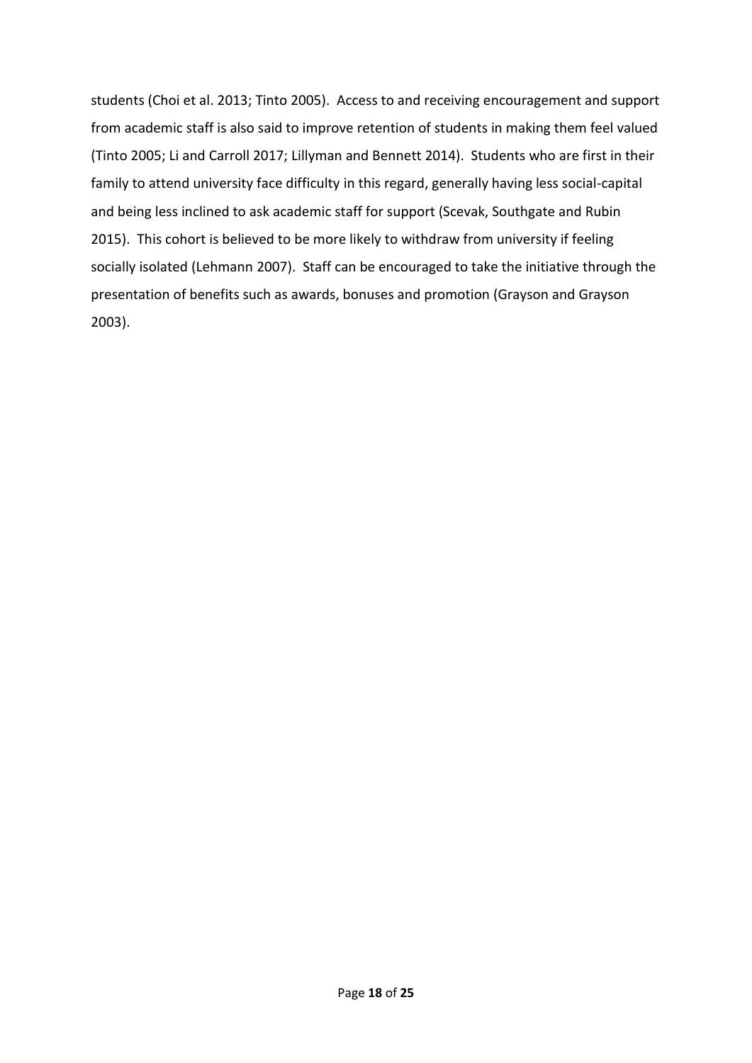students (Choi et al. 2013; Tinto 2005). Access to and receiving encouragement and support from academic staff is also said to improve retention of students in making them feel valued (Tinto 2005; Li and Carroll 2017; Lillyman and Bennett 2014). Students who are first in their family to attend university face difficulty in this regard, generally having less social-capital and being less inclined to ask academic staff for support (Scevak, Southgate and Rubin 2015). This cohort is believed to be more likely to withdraw from university if feeling socially isolated (Lehmann 2007). Staff can be encouraged to take the initiative through the presentation of benefits such as awards, bonuses and promotion (Grayson and Grayson 2003).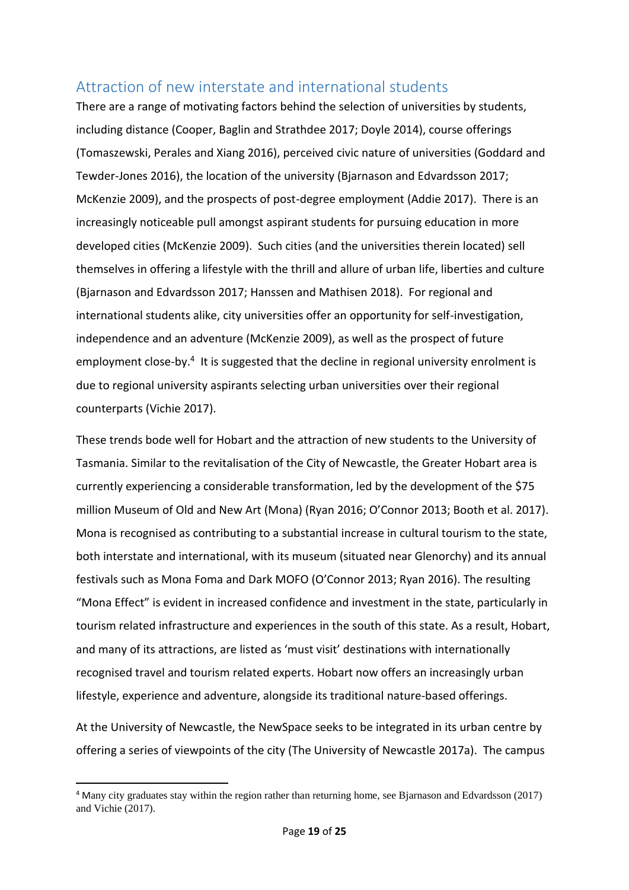## Attraction of new interstate and international students

There are a range of motivating factors behind the selection of universities by students, including distance (Cooper, Baglin and Strathdee 2017; Doyle 2014), course offerings (Tomaszewski, Perales and Xiang 2016), perceived civic nature of universities (Goddard and Tewder-Jones 2016), the location of the university (Bjarnason and Edvardsson 2017; McKenzie 2009), and the prospects of post-degree employment (Addie 2017). There is an increasingly noticeable pull amongst aspirant students for pursuing education in more developed cities (McKenzie 2009). Such cities (and the universities therein located) sell themselves in offering a lifestyle with the thrill and allure of urban life, liberties and culture (Bjarnason and Edvardsson 2017; Hanssen and Mathisen 2018). For regional and international students alike, city universities offer an opportunity for self-investigation, independence and an adventure (McKenzie 2009), as well as the prospect of future employment close-by.[4] It is suggested that the decline in regional university enrolment is due to regional university aspirants selecting urban universities over their regional counterparts (Vichie 2017).

These trends bode well for Hobart and the attraction of new students to the University of Tasmania. Similar to the revitalisation of the City of Newcastle, the Greater Hobart area is currently experiencing a considerable transformation, led by the development of the $75 million Museum of Old and New Art (Mona) (Ryan 2016; O'Connor 2013; Booth et al. 2017). Mona is recognised as contributing to a substantial increase in cultural tourism to the state, both interstate and international, with its museum (situated near Glenorchy) and its annual festivals such as Mona Foma and Dark MOFO (O'Connor 2013; Ryan 2016). The resulting "Mona Effect" is evident in increased confidence and investment in the state, particularly in tourism related infrastructure and experiences in the south of this state. As a result, Hobart, and many of its attractions, are listed as 'must visit' destinations with internationally recognised travel and tourism related experts. Hobart now offers an increasingly urban lifestyle, experience and adventure, alongside its traditional nature-based offerings.

At the University of Newcastle, the NewSpace seeks to be integrated in its urban centre by offering a series of viewpoints of the city (The University of Newcastle 2017a). The campus

[4] Many city graduates stay within the region rather than returning home, see Bjarnason and Edvardsson (2017) and Vichie (2017).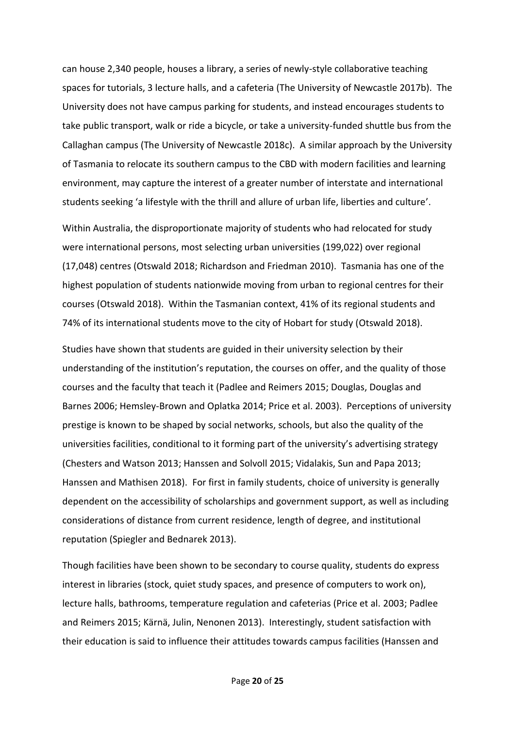can house 2,340 people, houses a library, a series of newly-style collaborative teaching spaces for tutorials, 3 lecture halls, and a cafeteria (The University of Newcastle 2017b). The University does not have campus parking for students, and instead encourages students to take public transport, walk or ride a bicycle, or take a university-funded shuttle bus from the Callaghan campus (The University of Newcastle 2018c). A similar approach by the University of Tasmania to relocate its southern campus to the CBD with modern facilities and learning environment, may capture the interest of a greater number of interstate and international students seeking 'a lifestyle with the thrill and allure of urban life, liberties and culture'.

Within Australia, the disproportionate majority of students who had relocated for study were international persons, most selecting urban universities (199,022) over regional (17,048) centres (Otswald 2018; Richardson and Friedman 2010). Tasmania has one of the highest population of students nationwide moving from urban to regional centres for their courses (Otswald 2018). Within the Tasmanian context, 41% of its regional students and 74% of its international students move to the city of Hobart for study (Otswald 2018).

Studies have shown that students are guided in their university selection by their understanding of the institution's reputation, the courses on offer, and the quality of those courses and the faculty that teach it (Padlee and Reimers 2015; Douglas, Douglas and Barnes 2006; Hemsley-Brown and Oplatka 2014; Price et al. 2003). Perceptions of university prestige is known to be shaped by social networks, schools, but also the quality of the universities facilities, conditional to it forming part of the university's advertising strategy (Chesters and Watson 2013; Hanssen and Solvoll 2015; Vidalakis, Sun and Papa 2013; Hanssen and Mathisen 2018). For first in family students, choice of university is generally dependent on the accessibility of scholarships and government support, as well as including considerations of distance from current residence, length of degree, and institutional reputation (Spiegler and Bednarek 2013).

Though facilities have been shown to be secondary to course quality, students do express interest in libraries (stock, quiet study spaces, and presence of computers to work on), lecture halls, bathrooms, temperature regulation and cafeterias (Price et al. 2003; Padlee and Reimers 2015; Kärnä, Julin, Nenonen 2013). Interestingly, student satisfaction with their education is said to influence their attitudes towards campus facilities (Hanssen and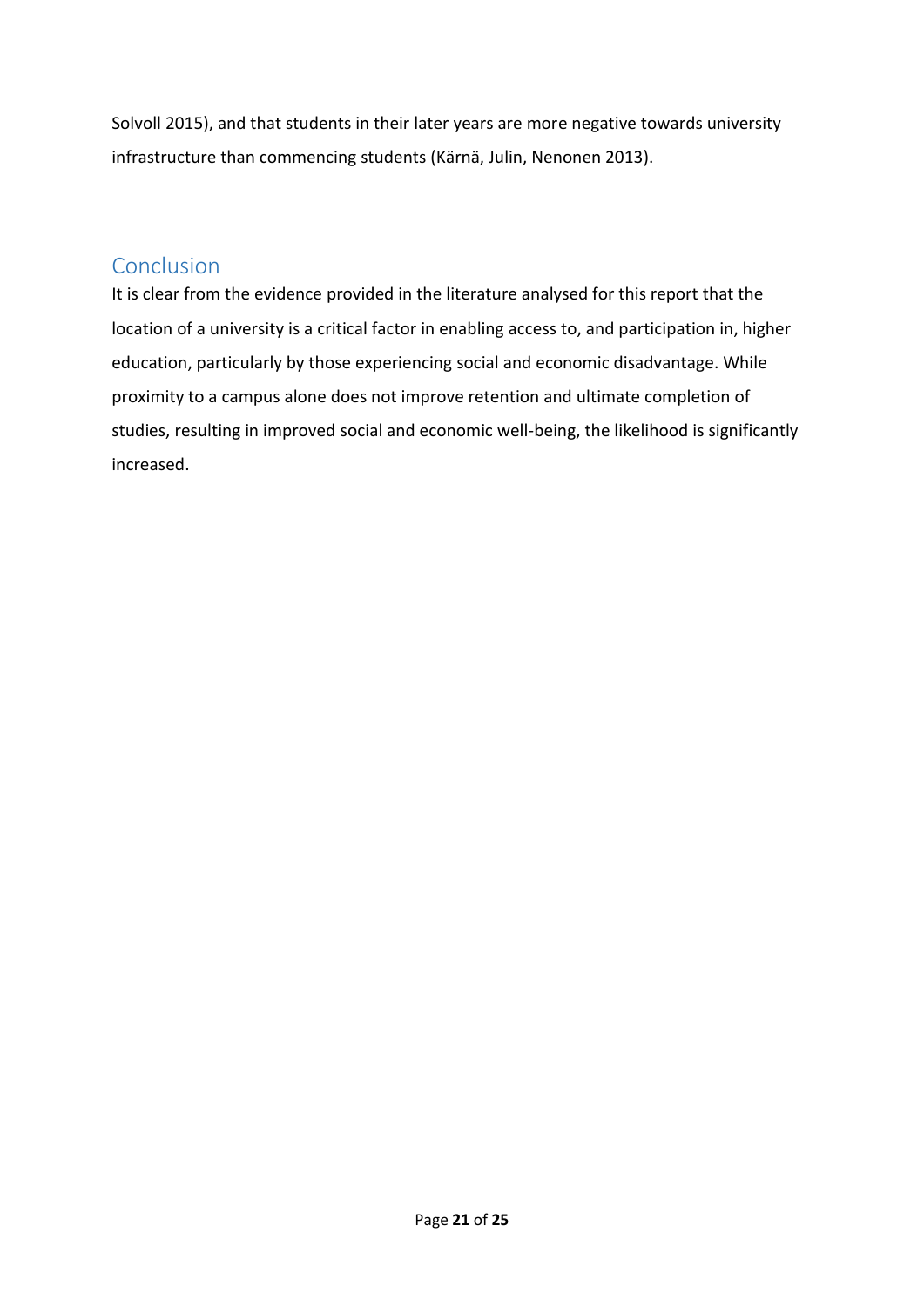Solvoll 2015), and that students in their later years are more negative towards university infrastructure than commencing students (Kärnä, Julin, Nenonen 2013).

## Conclusion

It is clear from the evidence provided in the literature analysed for this report that the location of a university is a critical factor in enabling access to, and participation in, higher education, particularly by those experiencing social and economic disadvantage. While proximity to a campus alone does not improve retention and ultimate completion of studies, resulting in improved social and economic well-being, the likelihood is significantly increased.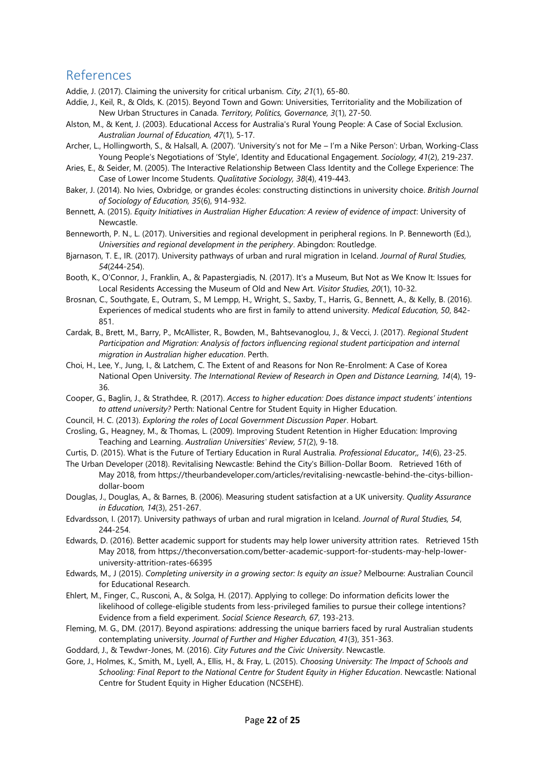## References

Addie, J. (2017). Claiming the university for critical urbanism. *City, 21*(1), 65-80.

Addie, J., Keil, R., & Olds, K. (2015). Beyond Town and Gown: Universities, Territoriality and the Mobilization of New Urban Structures in Canada. *Territory, Politics, Governance, 3*(1), 27-50.

Alston, M., & Kent, J. (2003). Educational Access for Australia's Rural Young People: A Case of Social Exclusion. *Australian Journal of Education, 47*(1), 5-17.

Archer, L., Hollingworth, S., & Halsall, A. (2007). 'University's not for Me – I'm a Nike Person': Urban, Working-Class Young People's Negotiations of 'Style', Identity and Educational Engagement. *Sociology, 41*(2), 219-237.

Aries, E., & Seider, M. (2005). The Interactive Relationship Between Class Identity and the College Experience: The Case of Lower Income Students. *Qualitative Sociology, 38*(4), 419-443.

Baker, J. (2014). No Ivies, Oxbridge, or grandes écoles: constructing distinctions in university choice. *British Journal of Sociology of Education, 35*(6), 914-932.

Bennett, A. (2015). *Equity Initiatives in Australian Higher Education: A review of evidence of impact*: University of Newcastle.

Benneworth, P. N., L. (2017). Universities and regional development in peripheral regions. In P. Benneworth (Ed.), *Universities and regional development in the periphery*. Abingdon: Routledge.

Bjarnason, T. E., IR. (2017). University pathways of urban and rural migration in Iceland. *Journal of Rural Studies, 54*(244-254).

Booth, K., O'Connor, J., Franklin, A., & Papastergiadis, N. (2017). It's a Museum, But Not as We Know It: Issues for Local Residents Accessing the Museum of Old and New Art. *Visitor Studies, 20*(1), 10-32.

Brosnan, C., Southgate, E., Outram, S., M Lempp, H., Wright, S., Saxby, T., Harris, G., Bennett, A., & Kelly, B. (2016). Experiences of medical students who are first in family to attend university. *Medical Education, 50*, 842-851.

Cardak, B., Brett, M., Barry, P., McAllister, R., Bowden, M., Bahtsevanoglou, J., & Vecci, J. (2017). *Regional Student Participation and Migration: Analysis of factors influencing regional student participation and internal migration in Australian higher education*. Perth.

Choi, H., Lee, Y., Jung, I., & Latchem, C. The Extent of and Reasons for Non Re-Enrolment: A Case of Korea National Open University. *The International Review of Research in Open and Distance Learning, 14*(4), 19-36.

Cooper, G., Baglin, J., & Strathdee, R. (2017). *Access to higher education: Does distance impact students' intentions to attend university?* Perth: National Centre for Student Equity in Higher Education.

Council, H. C. (2013). *Exploring the roles of Local Government Discussion Paper*. Hobart.

Crosling, G., Heagney, M., & Thomas, L. (2009). Improving Student Retention in Higher Education: Improving Teaching and Learning. *Australian Universities' Review, 51*(2), 9-18.

Curtis, D. (2015). What is the Future of Tertiary Education in Rural Australia. *Professional Educator,, 14*(6), 23-25.

The Urban Developer (2018). Revitalising Newcastle: Behind the City's Billion-Dollar Boom. Retrieved 16th of May 2018, from https://theurbandeveloper.com/articles/revitalising-newcastle-behind-the-citys-billion-dollar-boom

Douglas, J., Douglas, A., & Barnes, B. (2006). Measuring student satisfaction at a UK university. *Quality Assurance in Education, 14*(3), 251-267.

Edvardsson, I. (2017). University pathways of urban and rural migration in Iceland. *Journal of Rural Studies, 54*, 244-254.

Edwards, D. (2016). Better academic support for students may help lower university attrition rates. Retrieved 15th May 2018, from https://theconversation.com/better-academic-support-for-students-may-help-lower-university-attrition-rates-66395

Edwards, M., J (2015). *Completing university in a growing sector: Is equity an issue?* Melbourne: Australian Council for Educational Research.

Ehlert, M., Finger, C., Rusconi, A., & Solga, H. (2017). Applying to college: Do information deficits lower the likelihood of college-eligible students from less-privileged families to pursue their college intentions? Evidence from a field experiment. *Social Science Research, 67*, 193-213.

Fleming, M. G., DM. (2017). Beyond aspirations: addressing the unique barriers faced by rural Australian students contemplating university. *Journal of Further and Higher Education, 41*(3), 351-363.

Goddard, J., & Tewdwr-Jones, M. (2016). *City Futures and the Civic University*. Newcastle.

Gore, J., Holmes, K., Smith, M., Lyell, A., Ellis, H., & Fray, L. (2015). *Choosing University: The Impact of Schools and Schooling: Final Report to the National Centre for Student Equity in Higher Education*. Newcastle: National Centre for Student Equity in Higher Education (NCSEHE).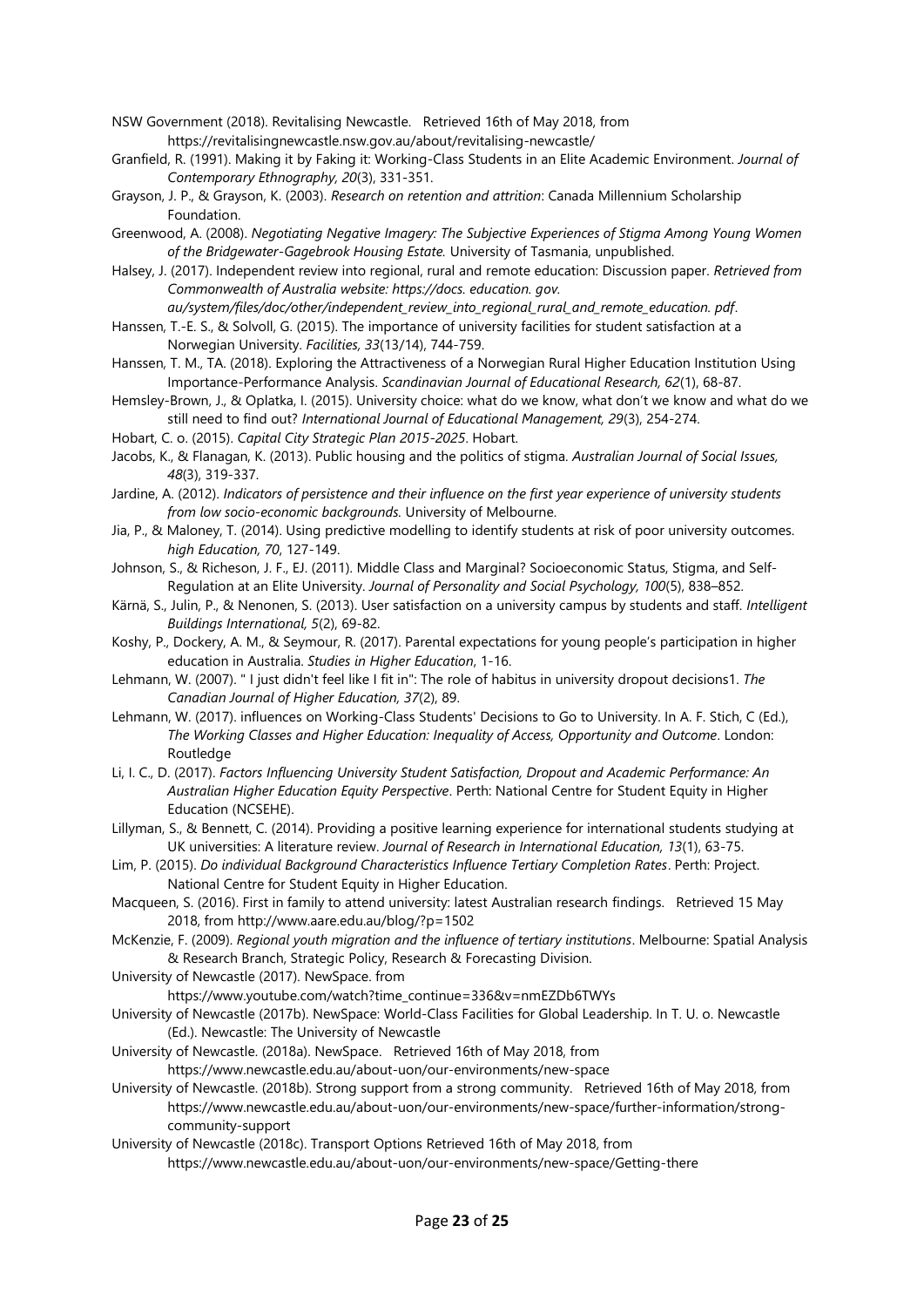NSW Government (2018). Revitalising Newcastle. Retrieved 16th of May 2018, from https://revitalisingnewcastle.nsw.gov.au/about/revitalising-newcastle/

Granfield, R. (1991). Making it by Faking it: Working-Class Students in an Elite Academic Environment. *Journal of Contemporary Ethnography, 20*(3), 331-351.

Grayson, J. P., & Grayson, K. (2003). *Research on retention and attrition*: Canada Millennium Scholarship Foundation.

Greenwood, A. (2008). *Negotiating Negative Imagery: The Subjective Experiences of Stigma Among Young Women of the Bridgewater-Gagebrook Housing Estate.* University of Tasmania, unpublished.

Halsey, J. (2017). Independent review into regional, rural and remote education: Discussion paper. *Retrieved from Commonwealth of Australia website: https://docs. education. gov. au/system/files/doc/other/independent_review_into_regional_rural_and_remote_education. pdf*.

Hanssen, T.-E. S., & Solvoll, G. (2015). The importance of university facilities for student satisfaction at a Norwegian University. *Facilities, 33*(13/14), 744-759.

Hanssen, T. M., TA. (2018). Exploring the Attractiveness of a Norwegian Rural Higher Education Institution Using Importance-Performance Analysis. *Scandinavian Journal of Educational Research, 62*(1), 68-87.

Hemsley-Brown, J., & Oplatka, I. (2015). University choice: what do we know, what don't we know and what do we still need to find out? *International Journal of Educational Management, 29*(3), 254-274.

Hobart, C. o. (2015). *Capital City Strategic Plan 2015-2025*. Hobart.

Jacobs, K., & Flanagan, K. (2013). Public housing and the politics of stigma. *Australian Journal of Social Issues, 48*(3), 319-337.

Jardine, A. (2012). *Indicators of persistence and their influence on the first year experience of university students from low socio-economic backgrounds.* University of Melbourne.

Jia, P., & Maloney, T. (2014). Using predictive modelling to identify students at risk of poor university outcomes. *high Education, 70*, 127-149.

Johnson, S., & Richeson, J. F., EJ. (2011). Middle Class and Marginal? Socioeconomic Status, Stigma, and Self-Regulation at an Elite University. *Journal of Personality and Social Psychology, 100*(5), 838–852.

Kärnä, S., Julin, P., & Nenonen, S. (2013). User satisfaction on a university campus by students and staff. *Intelligent Buildings International, 5*(2), 69-82.

Koshy, P., Dockery, A. M., & Seymour, R. (2017). Parental expectations for young people's participation in higher education in Australia. *Studies in Higher Education*, 1-16.

Lehmann, W. (2007). " I just didn't feel like I fit in": The role of habitus in university dropout decisions1. *The Canadian Journal of Higher Education, 37*(2), 89.

Lehmann, W. (2017). influences on Working-Class Students' Decisions to Go to University. In A. F. Stich, C (Ed.), *The Working Classes and Higher Education: Inequality of Access, Opportunity and Outcome*. London: Routledge

Li, I. C., D. (2017). *Factors Influencing University Student Satisfaction, Dropout and Academic Performance: An Australian Higher Education Equity Perspective*. Perth: National Centre for Student Equity in Higher Education (NCSEHE).

Lillyman, S., & Bennett, C. (2014). Providing a positive learning experience for international students studying at UK universities: A literature review. *Journal of Research in International Education, 13*(1), 63-75.

Lim, P. (2015). *Do individual Background Characteristics Influence Tertiary Completion Rates*. Perth: Project. National Centre for Student Equity in Higher Education.

Macqueen, S. (2016). First in family to attend university: latest Australian research findings. Retrieved 15 May 2018, from http://www.aare.edu.au/blog/?p=1502

McKenzie, F. (2009). *Regional youth migration and the influence of tertiary institutions*. Melbourne: Spatial Analysis & Research Branch, Strategic Policy, Research & Forecasting Division.

University of Newcastle (2017). NewSpace. from https://www.youtube.com/watch?time_continue=336&v=nmEZDb6TWYs

University of Newcastle (2017b). NewSpace: World-Class Facilities for Global Leadership. In T. U. o. Newcastle (Ed.). Newcastle: The University of Newcastle

University of Newcastle. (2018a). NewSpace. Retrieved 16th of May 2018, from https://www.newcastle.edu.au/about-uon/our-environments/new-space

University of Newcastle. (2018b). Strong support from a strong community. Retrieved 16th of May 2018, from https://www.newcastle.edu.au/about-uon/our-environments/new-space/further-information/strong-community-support

University of Newcastle (2018c). Transport Options Retrieved 16th of May 2018, from https://www.newcastle.edu.au/about-uon/our-environments/new-space/Getting-there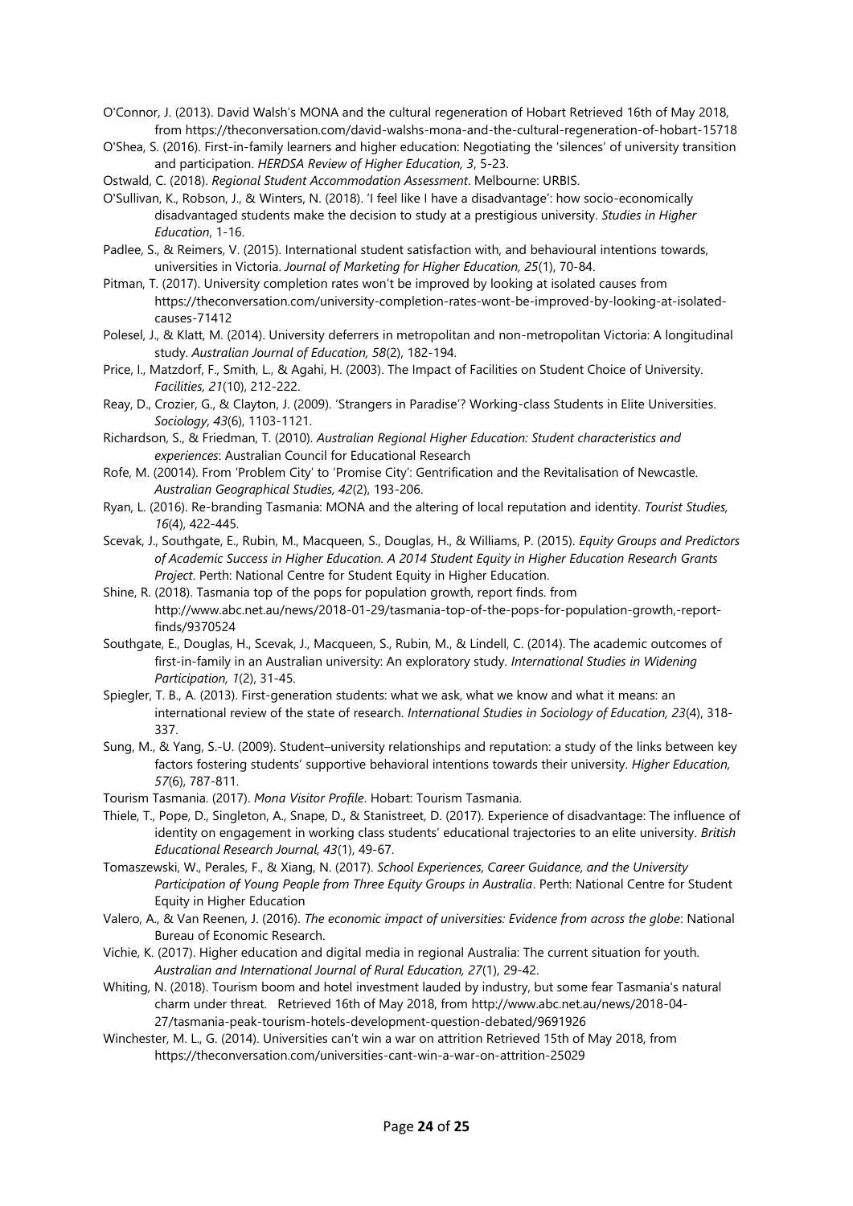O'Connor, J. (2013). David Walsh's MONA and the cultural regeneration of Hobart Retrieved 16th of May 2018, from https://theconversation.com/david-walshs-mona-and-the-cultural-regeneration-of-hobart-15718

O'Shea, S. (2016). First-in-family learners and higher education: Negotiating the 'silences' of university transition and participation. *HERDSA Review of Higher Education, 3*, 5-23.

Ostwald, C. (2018). *Regional Student Accommodation Assessment*. Melbourne: URBIS.

O'Sullivan, K., Robson, J., & Winters, N. (2018). 'I feel like I have a disadvantage': how socio-economically disadvantaged students make the decision to study at a prestigious university. *Studies in Higher Education*, 1-16.

Padlee, S., & Reimers, V. (2015). International student satisfaction with, and behavioural intentions towards, universities in Victoria. *Journal of Marketing for Higher Education, 25*(1), 70-84.

Pitman, T. (2017). University completion rates won't be improved by looking at isolated causes from https://theconversation.com/university-completion-rates-wont-be-improved-by-looking-at-isolated-causes-71412

Polesel, J., & Klatt, M. (2014). University deferrers in metropolitan and non-metropolitan Victoria: A longitudinal study. *Australian Journal of Education, 58*(2), 182-194.

Price, I., Matzdorf, F., Smith, L., & Agahi, H. (2003). The Impact of Facilities on Student Choice of University. *Facilities, 21*(10), 212-222.

Reay, D., Crozier, G., & Clayton, J. (2009). 'Strangers in Paradise'? Working-class Students in Elite Universities. *Sociology, 43*(6), 1103-1121.

Richardson, S., & Friedman, T. (2010). *Australian Regional Higher Education: Student characteristics and experiences*: Australian Council for Educational Research

Rofe, M. (20014). From 'Problem City' to 'Promise City': Gentrification and the Revitalisation of Newcastle. *Australian Geographical Studies, 42*(2), 193-206.

Ryan, L. (2016). Re-branding Tasmania: MONA and the altering of local reputation and identity. *Tourist Studies, 16*(4), 422-445.

Scevak, J., Southgate, E., Rubin, M., Macqueen, S., Douglas, H., & Williams, P. (2015). *Equity Groups and Predictors of Academic Success in Higher Education. A 2014 Student Equity in Higher Education Research Grants Project*. Perth: National Centre for Student Equity in Higher Education.

Shine, R. (2018). Tasmania top of the pops for population growth, report finds. from http://www.abc.net.au/news/2018-01-29/tasmania-top-of-the-pops-for-population-growth,-report-finds/9370524

Southgate, E., Douglas, H., Scevak, J., Macqueen, S., Rubin, M., & Lindell, C. (2014). The academic outcomes of first-in-family in an Australian university: An exploratory study. *International Studies in Widening Participation, 1*(2), 31-45.

Spiegler, T. B., A. (2013). First-generation students: what we ask, what we know and what it means: an international review of the state of research. *International Studies in Sociology of Education, 23*(4), 318-337.

Sung, M., & Yang, S.-U. (2009). Student–university relationships and reputation: a study of the links between key factors fostering students' supportive behavioral intentions towards their university. *Higher Education, 57*(6), 787-811.

Tourism Tasmania. (2017). *Mona Visitor Profile*. Hobart: Tourism Tasmania.

Thiele, T., Pope, D., Singleton, A., Snape, D., & Stanistreet, D. (2017). Experience of disadvantage: The influence of identity on engagement in working class students' educational trajectories to an elite university. *British Educational Research Journal, 43*(1), 49-67.

Tomaszewski, W., Perales, F., & Xiang, N. (2017). *School Experiences, Career Guidance, and the University Participation of Young People from Three Equity Groups in Australia*. Perth: National Centre for Student Equity in Higher Education

Valero, A., & Van Reenen, J. (2016). *The economic impact of universities: Evidence from across the globe*: National Bureau of Economic Research.

Vichie, K. (2017). Higher education and digital media in regional Australia: The current situation for youth. *Australian and International Journal of Rural Education, 27*(1), 29-42.

Whiting, N. (2018). Tourism boom and hotel investment lauded by industry, but some fear Tasmania's natural charm under threat. Retrieved 16th of May 2018, from http://www.abc.net.au/news/2018-04-27/tasmania-peak-tourism-hotels-development-question-debated/9691926

Winchester, M. L., G. (2014). Universities can't win a war on attrition Retrieved 15th of May 2018, from https://theconversation.com/universities-cant-win-a-war-on-attrition-25029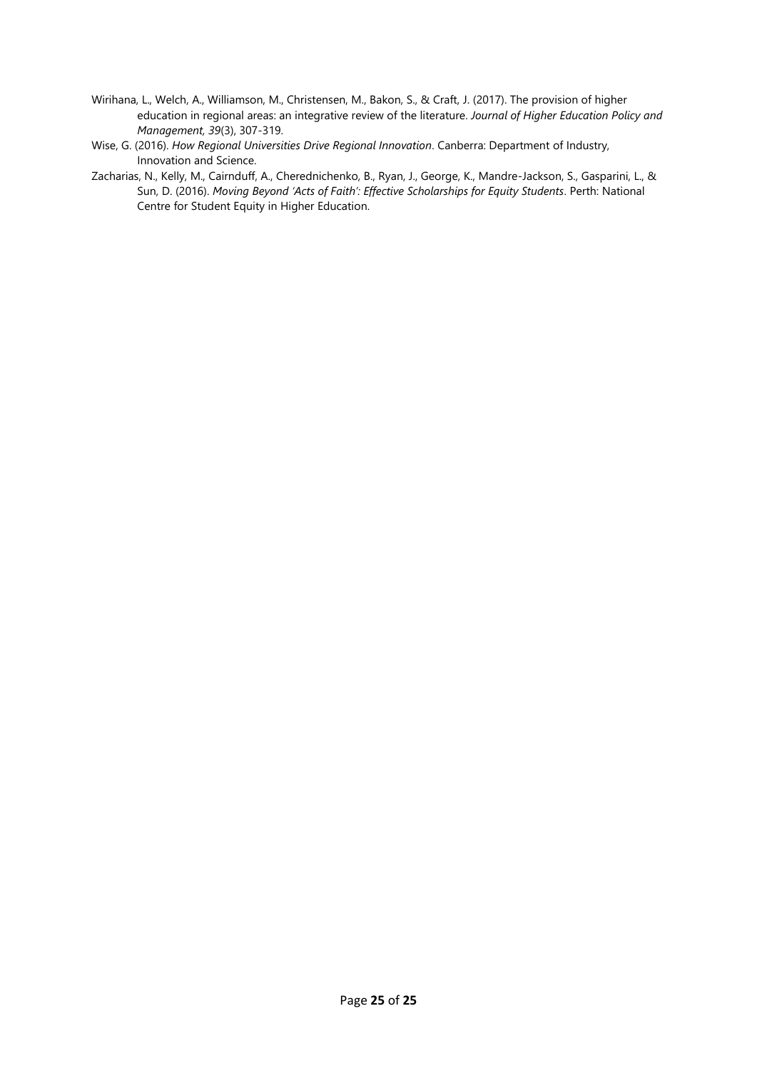Wirihana, L., Welch, A., Williamson, M., Christensen, M., Bakon, S., & Craft, J. (2017). The provision of higher education in regional areas: an integrative review of the literature. *Journal of Higher Education Policy and Management, 39*(3), 307-319.

Wise, G. (2016). *How Regional Universities Drive Regional Innovation*. Canberra: Department of Industry, Innovation and Science.

Zacharias, N., Kelly, M., Cairnduff, A., Cherednichenko, B., Ryan, J., George, K., Mandre-Jackson, S., Gasparini, L., & Sun, D. (2016). *Moving Beyond 'Acts of Faith': Effective Scholarships for Equity Students*. Perth: National Centre for Student Equity in Higher Education.